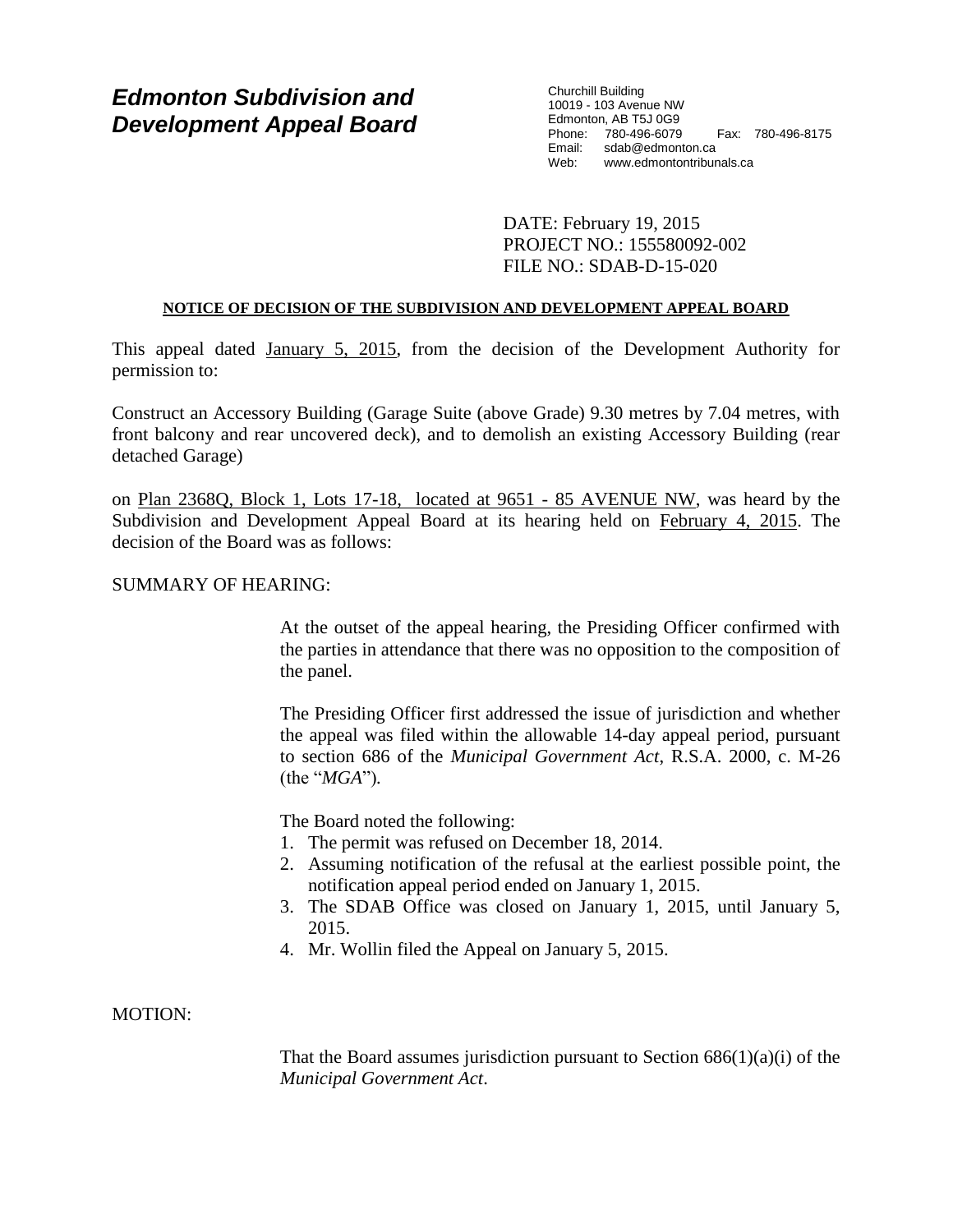# Edmonton Subdivision and Development Appeal Board

Churchill Building
10019 - 103 Avenue NW
Edmonton, AB T5J 0G9
Phone: 780-496-6079 Fax: 780-496-8175
Email: sdab@edmonton.ca
Web: www.edmontontribunals.ca

DATE: February 19, 2015
PROJECT NO.: 155580092-002
FILE NO.: SDAB-D-15-020

**NOTICE OF DECISION OF THE SUBDIVISION AND DEVELOPMENT APPEAL BOARD**

This appeal dated January 5, 2015, from the decision of the Development Authority for permission to:

Construct an Accessory Building (Garage Suite (above Grade) 9.30 metres by 7.04 metres, with front balcony and rear uncovered deck), and to demolish an existing Accessory Building (rear detached Garage)

on Plan 2368Q, Block 1, Lots 17-18, located at 9651 - 85 AVENUE NW, was heard by the Subdivision and Development Appeal Board at its hearing held on February 4, 2015. The decision of the Board was as follows:

SUMMARY OF HEARING:

At the outset of the appeal hearing, the Presiding Officer confirmed with the parties in attendance that there was no opposition to the composition of the panel.

The Presiding Officer first addressed the issue of jurisdiction and whether the appeal was filed within the allowable 14-day appeal period, pursuant to section 686 of the *Municipal Government Act*, R.S.A. 2000, c. M-26 (the "*MGA*").

The Board noted the following:

1. The permit was refused on December 18, 2014.
2. Assuming notification of the refusal at the earliest possible point, the notification appeal period ended on January 1, 2015.
3. The SDAB Office was closed on January 1, 2015, until January 5, 2015.
4. Mr. Wollin filed the Appeal on January 5, 2015.

MOTION:

That the Board assumes jurisdiction pursuant to Section 686(1)(a)(i) of the *Municipal Government Act*.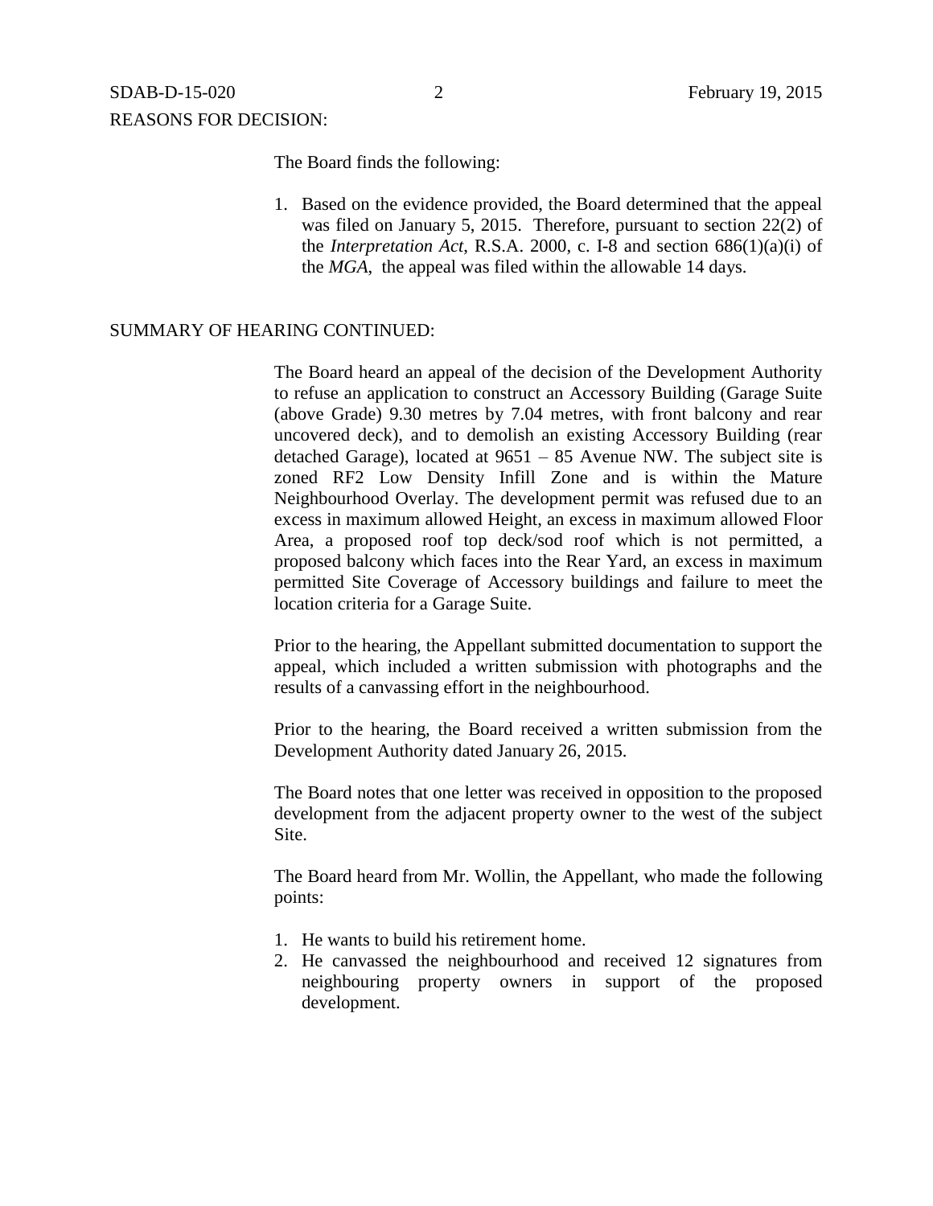REASONS FOR DECISION:

The Board finds the following:

1. Based on the evidence provided, the Board determined that the appeal was filed on January 5, 2015. Therefore, pursuant to section 22(2) of the *Interpretation Act*, R.S.A. 2000, c. I-8 and section 686(1)(a)(i) of the *MGA*, the appeal was filed within the allowable 14 days.

SUMMARY OF HEARING CONTINUED:

The Board heard an appeal of the decision of the Development Authority to refuse an application to construct an Accessory Building (Garage Suite (above Grade) 9.30 metres by 7.04 metres, with front balcony and rear uncovered deck), and to demolish an existing Accessory Building (rear detached Garage), located at 9651 – 85 Avenue NW. The subject site is zoned RF2 Low Density Infill Zone and is within the Mature Neighbourhood Overlay. The development permit was refused due to an excess in maximum allowed Height, an excess in maximum allowed Floor Area, a proposed roof top deck/sod roof which is not permitted, a proposed balcony which faces into the Rear Yard, an excess in maximum permitted Site Coverage of Accessory buildings and failure to meet the location criteria for a Garage Suite.

Prior to the hearing, the Appellant submitted documentation to support the appeal, which included a written submission with photographs and the results of a canvassing effort in the neighbourhood.

Prior to the hearing, the Board received a written submission from the Development Authority dated January 26, 2015.

The Board notes that one letter was received in opposition to the proposed development from the adjacent property owner to the west of the subject Site.

The Board heard from Mr. Wollin, the Appellant, who made the following points:

1. He wants to build his retirement home.
2. He canvassed the neighbourhood and received 12 signatures from neighbouring property owners in support of the proposed development.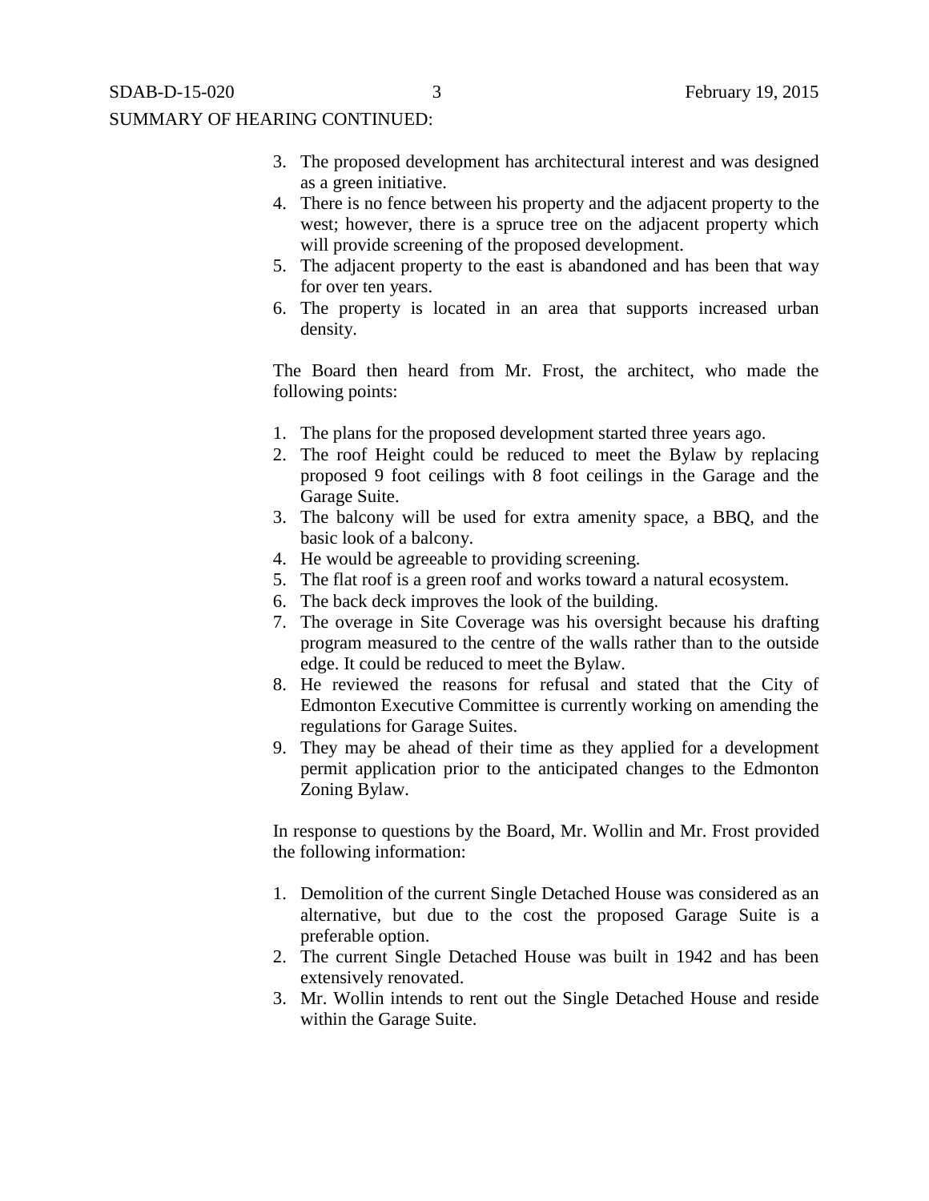SUMMARY OF HEARING CONTINUED:

3. The proposed development has architectural interest and was designed as a green initiative.
4. There is no fence between his property and the adjacent property to the west; however, there is a spruce tree on the adjacent property which will provide screening of the proposed development.
5. The adjacent property to the east is abandoned and has been that way for over ten years.
6. The property is located in an area that supports increased urban density.

The Board then heard from Mr. Frost, the architect, who made the following points:

1. The plans for the proposed development started three years ago.
2. The roof Height could be reduced to meet the Bylaw by replacing proposed 9 foot ceilings with 8 foot ceilings in the Garage and the Garage Suite.
3. The balcony will be used for extra amenity space, a BBQ, and the basic look of a balcony.
4. He would be agreeable to providing screening.
5. The flat roof is a green roof and works toward a natural ecosystem.
6. The back deck improves the look of the building.
7. The overage in Site Coverage was his oversight because his drafting program measured to the centre of the walls rather than to the outside edge. It could be reduced to meet the Bylaw.
8. He reviewed the reasons for refusal and stated that the City of Edmonton Executive Committee is currently working on amending the regulations for Garage Suites.
9. They may be ahead of their time as they applied for a development permit application prior to the anticipated changes to the Edmonton Zoning Bylaw.

In response to questions by the Board, Mr. Wollin and Mr. Frost provided the following information:

1. Demolition of the current Single Detached House was considered as an alternative, but due to the cost the proposed Garage Suite is a preferable option.
2. The current Single Detached House was built in 1942 and has been extensively renovated.
3. Mr. Wollin intends to rent out the Single Detached House and reside within the Garage Suite.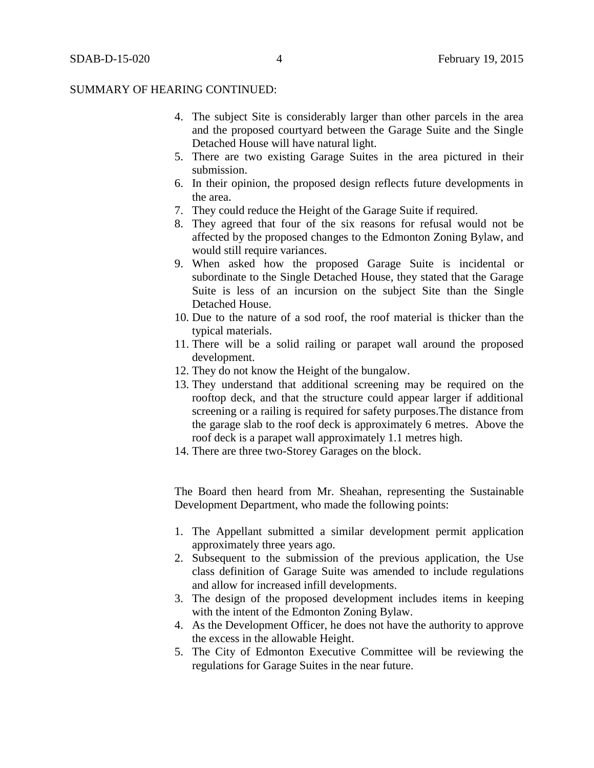SUMMARY OF HEARING CONTINUED:

4. The subject Site is considerably larger than other parcels in the area and the proposed courtyard between the Garage Suite and the Single Detached House will have natural light.
5. There are two existing Garage Suites in the area pictured in their submission.
6. In their opinion, the proposed design reflects future developments in the area.
7. They could reduce the Height of the Garage Suite if required.
8. They agreed that four of the six reasons for refusal would not be affected by the proposed changes to the Edmonton Zoning Bylaw, and would still require variances.
9. When asked how the proposed Garage Suite is incidental or subordinate to the Single Detached House, they stated that the Garage Suite is less of an incursion on the subject Site than the Single Detached House.
10. Due to the nature of a sod roof, the roof material is thicker than the typical materials.
11. There will be a solid railing or parapet wall around the proposed development.
12. They do not know the Height of the bungalow.
13. They understand that additional screening may be required on the rooftop deck, and that the structure could appear larger if additional screening or a railing is required for safety purposes.The distance from the garage slab to the roof deck is approximately 6 metres. Above the roof deck is a parapet wall approximately 1.1 metres high.
14. There are three two-Storey Garages on the block.

The Board then heard from Mr. Sheahan, representing the Sustainable Development Department, who made the following points:

1. The Appellant submitted a similar development permit application approximately three years ago.
2. Subsequent to the submission of the previous application, the Use class definition of Garage Suite was amended to include regulations and allow for increased infill developments.
3. The design of the proposed development includes items in keeping with the intent of the Edmonton Zoning Bylaw.
4. As the Development Officer, he does not have the authority to approve the excess in the allowable Height.
5. The City of Edmonton Executive Committee will be reviewing the regulations for Garage Suites in the near future.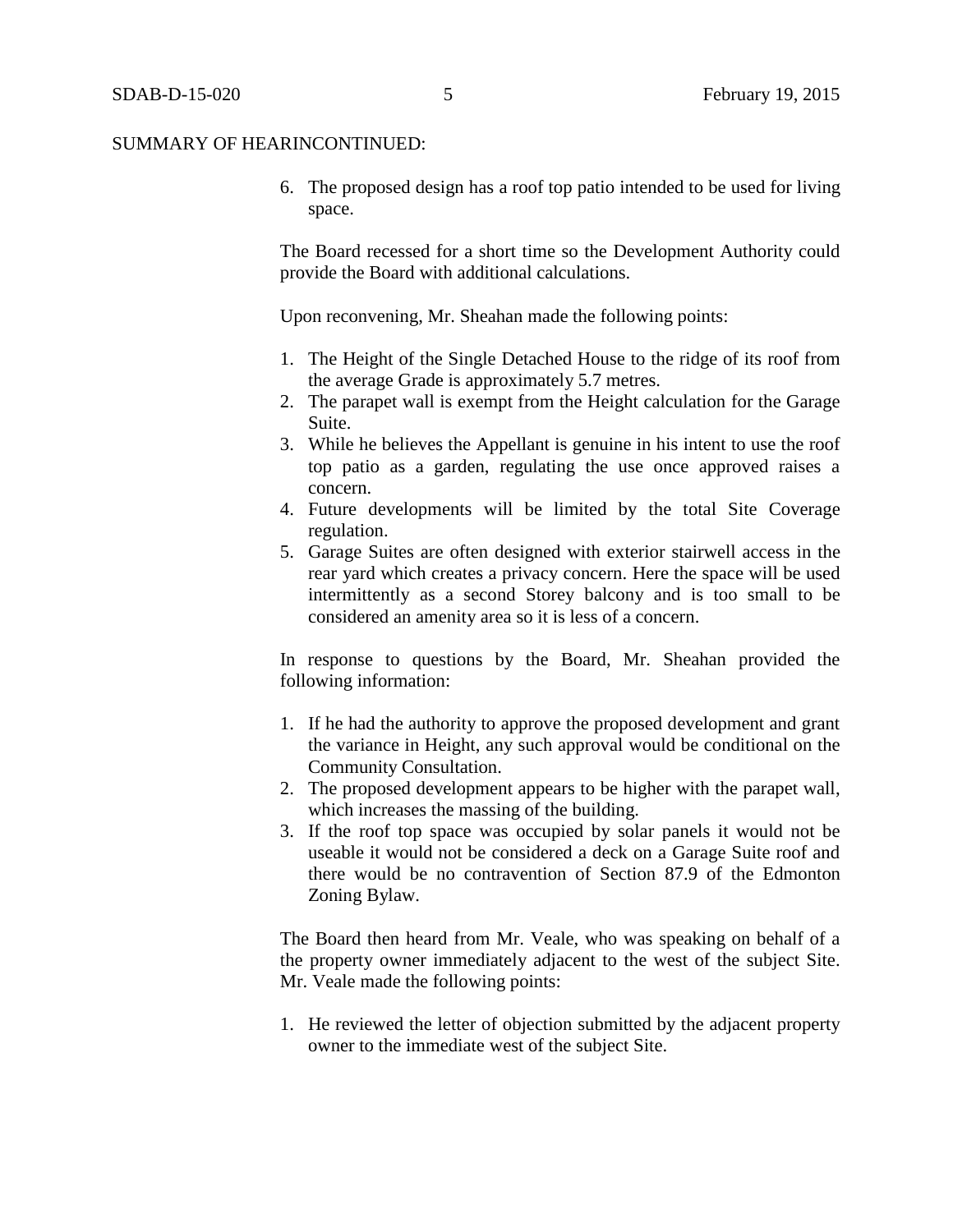SUMMARY OF HEARINCONTINUED:

6. The proposed design has a roof top patio intended to be used for living space.

The Board recessed for a short time so the Development Authority could provide the Board with additional calculations.

Upon reconvening, Mr. Sheahan made the following points:

1. The Height of the Single Detached House to the ridge of its roof from the average Grade is approximately 5.7 metres.
2. The parapet wall is exempt from the Height calculation for the Garage Suite.
3. While he believes the Appellant is genuine in his intent to use the roof top patio as a garden, regulating the use once approved raises a concern.
4. Future developments will be limited by the total Site Coverage regulation.
5. Garage Suites are often designed with exterior stairwell access in the rear yard which creates a privacy concern. Here the space will be used intermittently as a second Storey balcony and is too small to be considered an amenity area so it is less of a concern.

In response to questions by the Board, Mr. Sheahan provided the following information:

1. If he had the authority to approve the proposed development and grant the variance in Height, any such approval would be conditional on the Community Consultation.
2. The proposed development appears to be higher with the parapet wall, which increases the massing of the building.
3. If the roof top space was occupied by solar panels it would not be useable it would not be considered a deck on a Garage Suite roof and there would be no contravention of Section 87.9 of the Edmonton Zoning Bylaw.

The Board then heard from Mr. Veale, who was speaking on behalf of a the property owner immediately adjacent to the west of the subject Site. Mr. Veale made the following points:

1. He reviewed the letter of objection submitted by the adjacent property owner to the immediate west of the subject Site.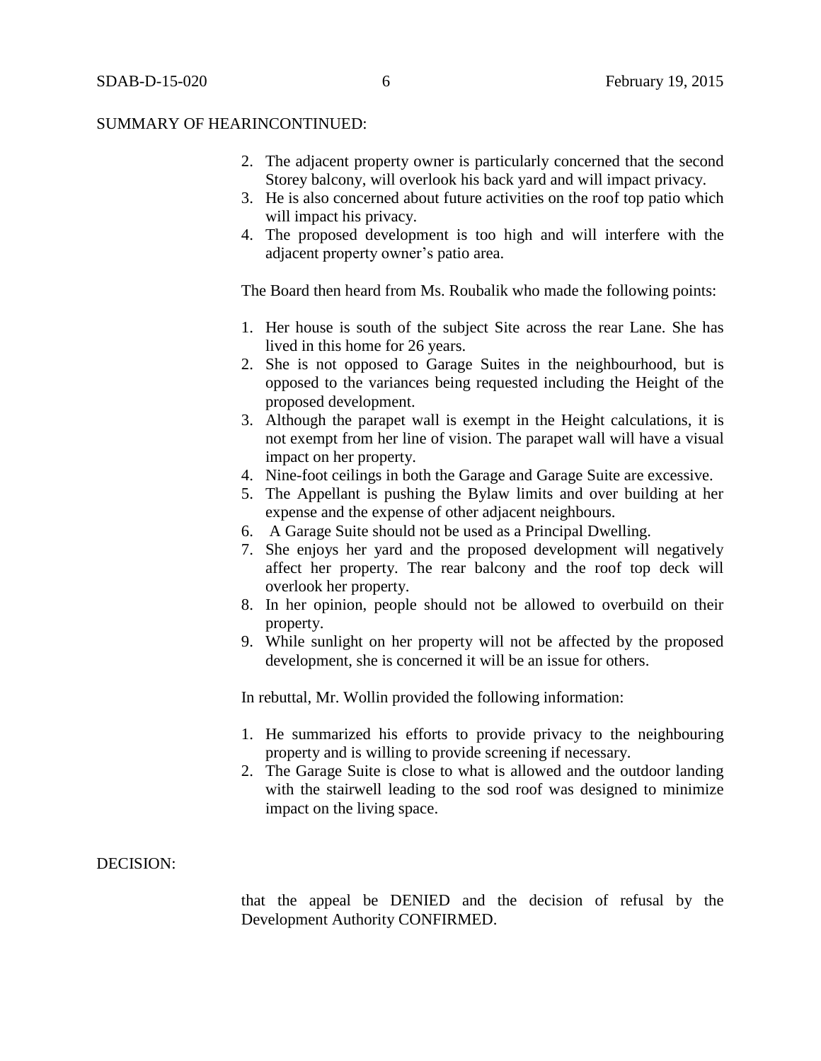SUMMARY OF HEARINCONTINUED:

2. The adjacent property owner is particularly concerned that the second Storey balcony, will overlook his back yard and will impact privacy.
3. He is also concerned about future activities on the roof top patio which will impact his privacy.
4. The proposed development is too high and will interfere with the adjacent property owner's patio area.

The Board then heard from Ms. Roubalik who made the following points:

1. Her house is south of the subject Site across the rear Lane. She has lived in this home for 26 years.
2. She is not opposed to Garage Suites in the neighbourhood, but is opposed to the variances being requested including the Height of the proposed development.
3. Although the parapet wall is exempt in the Height calculations, it is not exempt from her line of vision. The parapet wall will have a visual impact on her property.
4. Nine-foot ceilings in both the Garage and Garage Suite are excessive.
5. The Appellant is pushing the Bylaw limits and over building at her expense and the expense of other adjacent neighbours.
6. A Garage Suite should not be used as a Principal Dwelling.
7. She enjoys her yard and the proposed development will negatively affect her property. The rear balcony and the roof top deck will overlook her property.
8. In her opinion, people should not be allowed to overbuild on their property.
9. While sunlight on her property will not be affected by the proposed development, she is concerned it will be an issue for others.

In rebuttal, Mr. Wollin provided the following information:

1. He summarized his efforts to provide privacy to the neighbouring property and is willing to provide screening if necessary.
2. The Garage Suite is close to what is allowed and the outdoor landing with the stairwell leading to the sod roof was designed to minimize impact on the living space.

DECISION:

that the appeal be DENIED and the decision of refusal by the Development Authority CONFIRMED.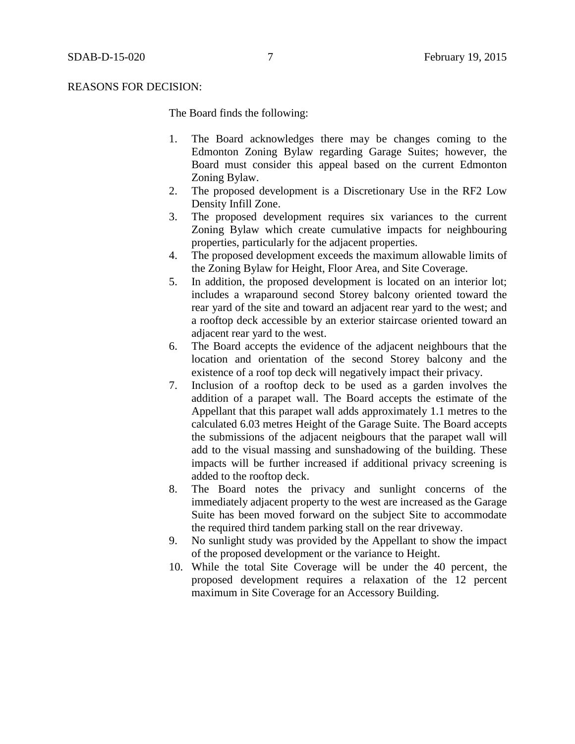REASONS FOR DECISION:

The Board finds the following:

1. The Board acknowledges there may be changes coming to the Edmonton Zoning Bylaw regarding Garage Suites; however, the Board must consider this appeal based on the current Edmonton Zoning Bylaw.
2. The proposed development is a Discretionary Use in the RF2 Low Density Infill Zone.
3. The proposed development requires six variances to the current Zoning Bylaw which create cumulative impacts for neighbouring properties, particularly for the adjacent properties.
4. The proposed development exceeds the maximum allowable limits of the Zoning Bylaw for Height, Floor Area, and Site Coverage.
5. In addition, the proposed development is located on an interior lot; includes a wraparound second Storey balcony oriented toward the rear yard of the site and toward an adjacent rear yard to the west; and a rooftop deck accessible by an exterior staircase oriented toward an adjacent rear yard to the west.
6. The Board accepts the evidence of the adjacent neighbours that the location and orientation of the second Storey balcony and the existence of a roof top deck will negatively impact their privacy.
7. Inclusion of a rooftop deck to be used as a garden involves the addition of a parapet wall. The Board accepts the estimate of the Appellant that this parapet wall adds approximately 1.1 metres to the calculated 6.03 metres Height of the Garage Suite. The Board accepts the submissions of the adjacent neigbours that the parapet wall will add to the visual massing and sunshadowing of the building. These impacts will be further increased if additional privacy screening is added to the rooftop deck.
8. The Board notes the privacy and sunlight concerns of the immediately adjacent property to the west are increased as the Garage Suite has been moved forward on the subject Site to accommodate the required third tandem parking stall on the rear driveway.
9. No sunlight study was provided by the Appellant to show the impact of the proposed development or the variance to Height.
10. While the total Site Coverage will be under the 40 percent, the proposed development requires a relaxation of the 12 percent maximum in Site Coverage for an Accessory Building.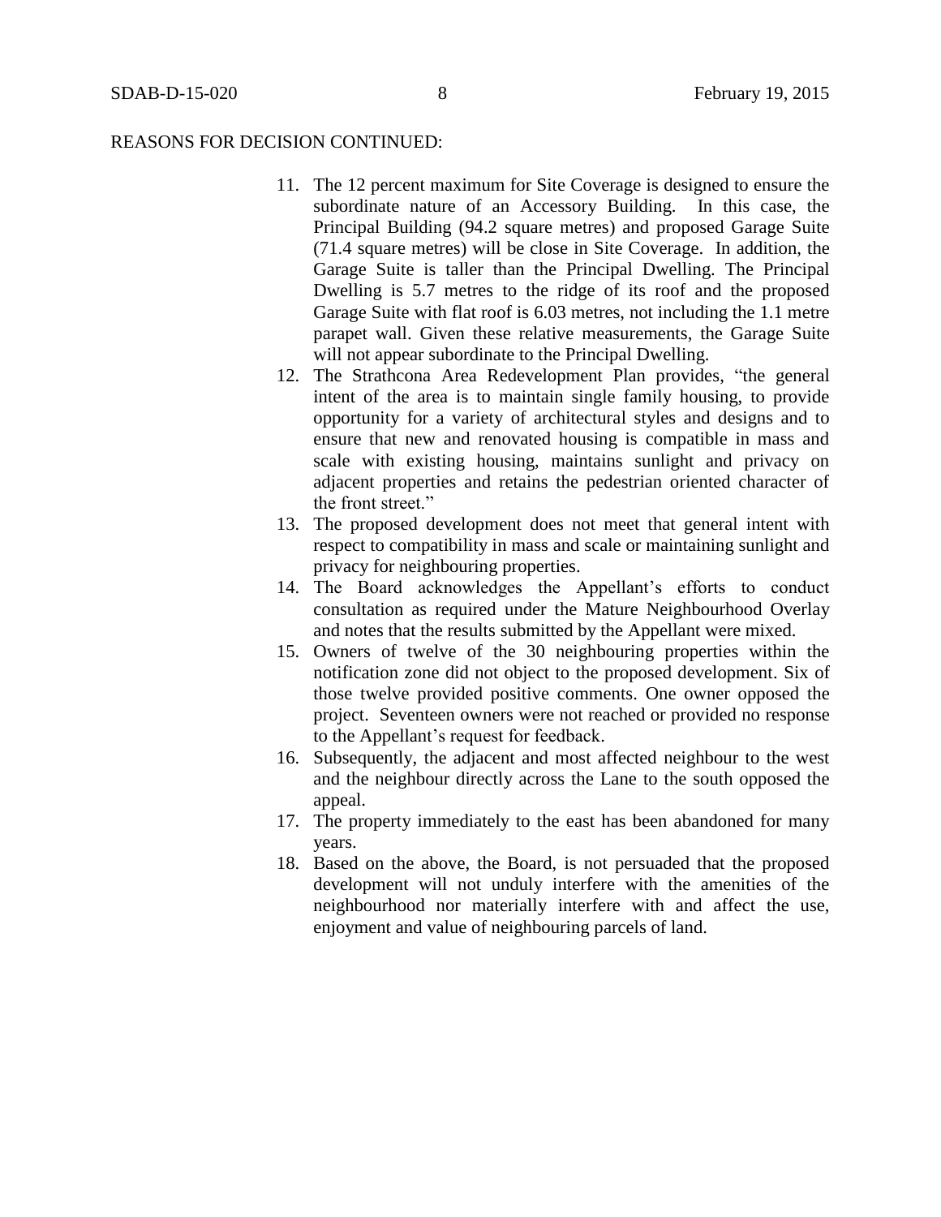REASONS FOR DECISION CONTINUED:

11. The 12 percent maximum for Site Coverage is designed to ensure the subordinate nature of an Accessory Building. In this case, the Principal Building (94.2 square metres) and proposed Garage Suite (71.4 square metres) will be close in Site Coverage. In addition, the Garage Suite is taller than the Principal Dwelling. The Principal Dwelling is 5.7 metres to the ridge of its roof and the proposed Garage Suite with flat roof is 6.03 metres, not including the 1.1 metre parapet wall. Given these relative measurements, the Garage Suite will not appear subordinate to the Principal Dwelling.
12. The Strathcona Area Redevelopment Plan provides, "the general intent of the area is to maintain single family housing, to provide opportunity for a variety of architectural styles and designs and to ensure that new and renovated housing is compatible in mass and scale with existing housing, maintains sunlight and privacy on adjacent properties and retains the pedestrian oriented character of the front street."
13. The proposed development does not meet that general intent with respect to compatibility in mass and scale or maintaining sunlight and privacy for neighbouring properties.
14. The Board acknowledges the Appellant's efforts to conduct consultation as required under the Mature Neighbourhood Overlay and notes that the results submitted by the Appellant were mixed.
15. Owners of twelve of the 30 neighbouring properties within the notification zone did not object to the proposed development. Six of those twelve provided positive comments. One owner opposed the project. Seventeen owners were not reached or provided no response to the Appellant's request for feedback.
16. Subsequently, the adjacent and most affected neighbour to the west and the neighbour directly across the Lane to the south opposed the appeal.
17. The property immediately to the east has been abandoned for many years.
18. Based on the above, the Board, is not persuaded that the proposed development will not unduly interfere with the amenities of the neighbourhood nor materially interfere with and affect the use, enjoyment and value of neighbouring parcels of land.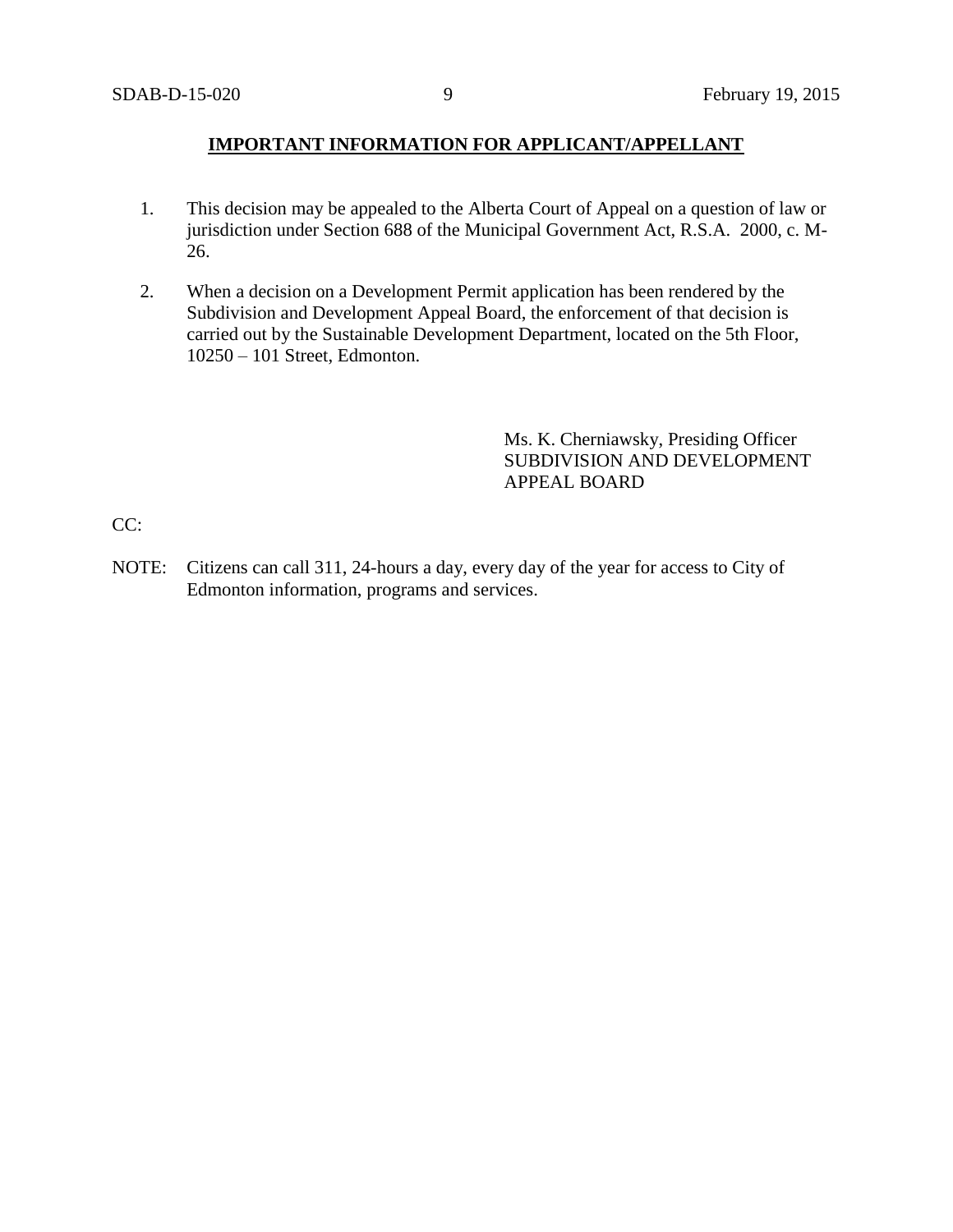**IMPORTANT INFORMATION FOR APPLICANT/APPELLANT**

1. This decision may be appealed to the Alberta Court of Appeal on a question of law or jurisdiction under Section 688 of the Municipal Government Act, R.S.A. 2000, c. M-26.

2. When a decision on a Development Permit application has been rendered by the Subdivision and Development Appeal Board, the enforcement of that decision is carried out by the Sustainable Development Department, located on the 5th Floor, 10250 – 101 Street, Edmonton.

Ms. K. Cherniawsky, Presiding Officer
SUBDIVISION AND DEVELOPMENT APPEAL BOARD

CC:

NOTE: Citizens can call 311, 24-hours a day, every day of the year for access to City of Edmonton information, programs and services.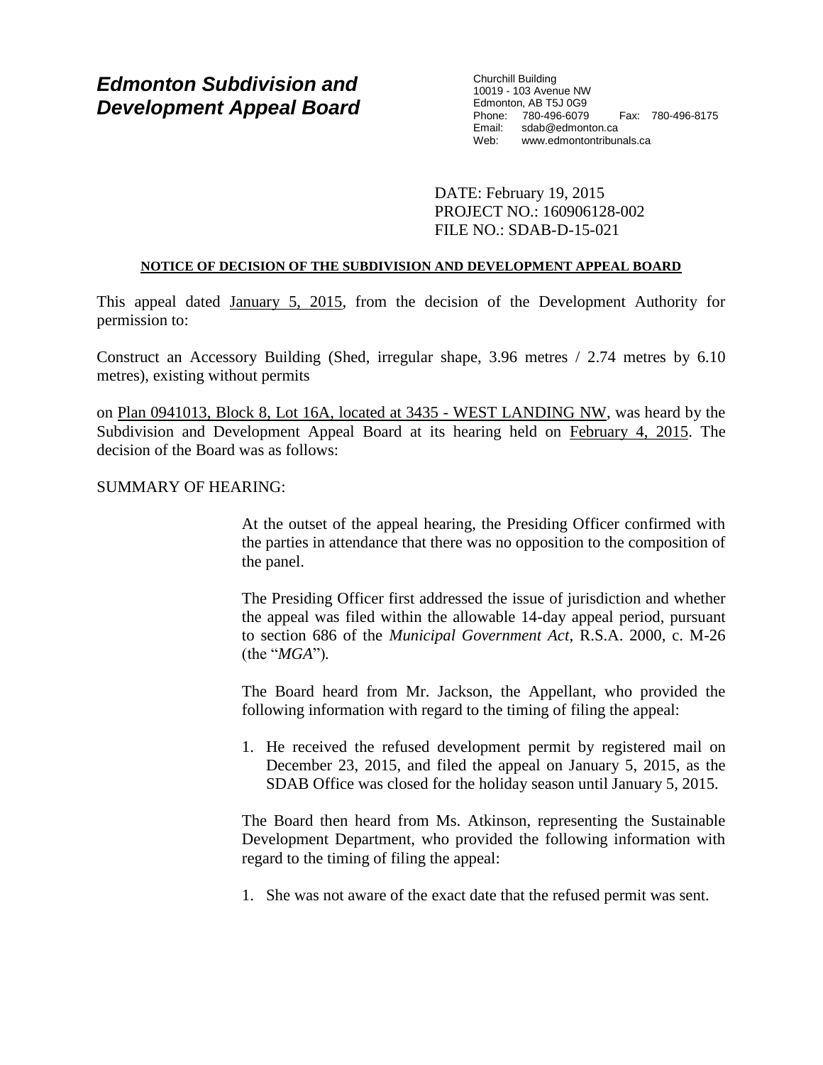# *Edmonton Subdivision and Development Appeal Board*

Churchill Building
10019 - 103 Avenue NW
Edmonton, AB T5J 0G9
Phone: 780-496-6079 Fax: 780-496-8175
Email: sdab@edmonton.ca
Web: www.edmontontribunals.ca

DATE: February 19, 2015
PROJECT NO.: 160906128-002
FILE NO.: SDAB-D-15-021

**NOTICE OF DECISION OF THE SUBDIVISION AND DEVELOPMENT APPEAL BOARD**

This appeal dated January 5, 2015, from the decision of the Development Authority for permission to:

Construct an Accessory Building (Shed, irregular shape, 3.96 metres / 2.74 metres by 6.10 metres), existing without permits

on Plan 0941013, Block 8, Lot 16A, located at 3435 - WEST LANDING NW, was heard by the Subdivision and Development Appeal Board at its hearing held on February 4, 2015. The decision of the Board was as follows:

SUMMARY OF HEARING:

At the outset of the appeal hearing, the Presiding Officer confirmed with the parties in attendance that there was no opposition to the composition of the panel.

The Presiding Officer first addressed the issue of jurisdiction and whether the appeal was filed within the allowable 14-day appeal period, pursuant to section 686 of the *Municipal Government Act*, R.S.A. 2000, c. M-26 (the "*MGA*").

The Board heard from Mr. Jackson, the Appellant, who provided the following information with regard to the timing of filing the appeal:

1. He received the refused development permit by registered mail on December 23, 2015, and filed the appeal on January 5, 2015, as the SDAB Office was closed for the holiday season until January 5, 2015.

The Board then heard from Ms. Atkinson, representing the Sustainable Development Department, who provided the following information with regard to the timing of filing the appeal:

1. She was not aware of the exact date that the refused permit was sent.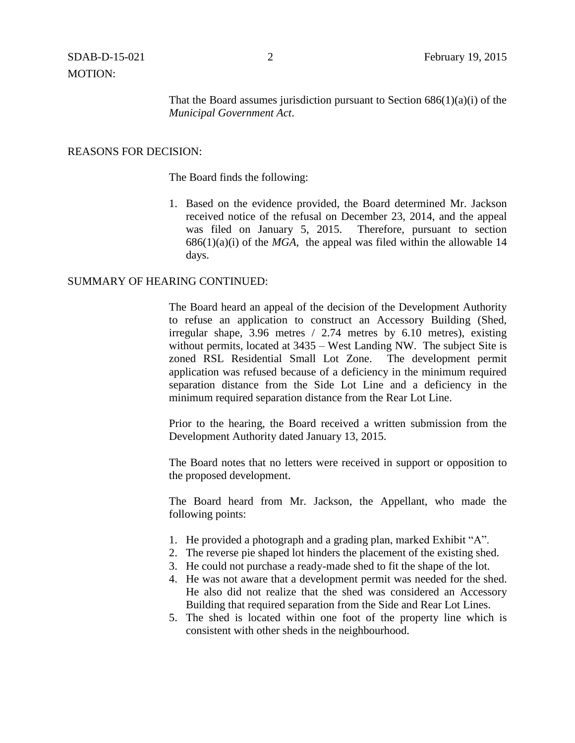MOTION:

That the Board assumes jurisdiction pursuant to Section 686(1)(a)(i) of the *Municipal Government Act*.

REASONS FOR DECISION:

The Board finds the following:

1. Based on the evidence provided, the Board determined Mr. Jackson received notice of the refusal on December 23, 2014, and the appeal was filed on January 5, 2015. Therefore, pursuant to section 686(1)(a)(i) of the *MGA*, the appeal was filed within the allowable 14 days.

SUMMARY OF HEARING CONTINUED:

The Board heard an appeal of the decision of the Development Authority to refuse an application to construct an Accessory Building (Shed, irregular shape, 3.96 metres / 2.74 metres by 6.10 metres), existing without permits, located at 3435 – West Landing NW. The subject Site is zoned RSL Residential Small Lot Zone. The development permit application was refused because of a deficiency in the minimum required separation distance from the Side Lot Line and a deficiency in the minimum required separation distance from the Rear Lot Line.

Prior to the hearing, the Board received a written submission from the Development Authority dated January 13, 2015.

The Board notes that no letters were received in support or opposition to the proposed development.

The Board heard from Mr. Jackson, the Appellant, who made the following points:

1. He provided a photograph and a grading plan, marked Exhibit "A".
2. The reverse pie shaped lot hinders the placement of the existing shed.
3. He could not purchase a ready-made shed to fit the shape of the lot.
4. He was not aware that a development permit was needed for the shed. He also did not realize that the shed was considered an Accessory Building that required separation from the Side and Rear Lot Lines.
5. The shed is located within one foot of the property line which is consistent with other sheds in the neighbourhood.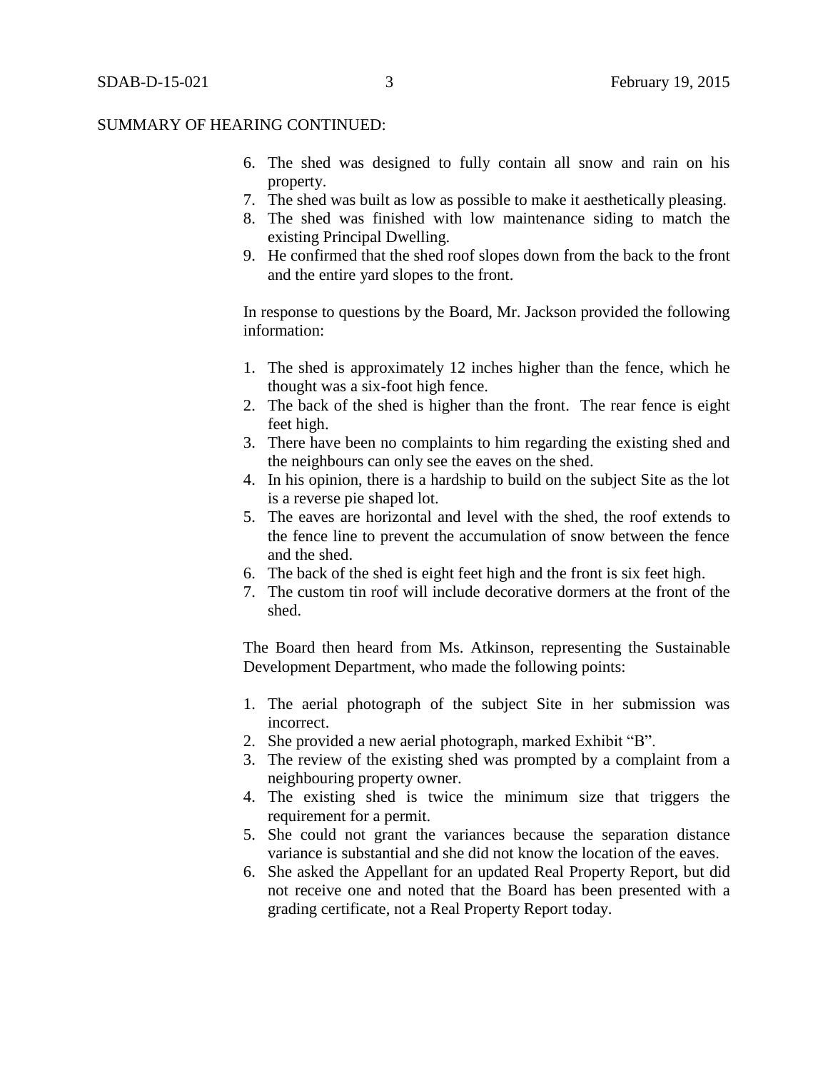SUMMARY OF HEARING CONTINUED:

6. The shed was designed to fully contain all snow and rain on his property.
7. The shed was built as low as possible to make it aesthetically pleasing.
8. The shed was finished with low maintenance siding to match the existing Principal Dwelling.
9. He confirmed that the shed roof slopes down from the back to the front and the entire yard slopes to the front.

In response to questions by the Board, Mr. Jackson provided the following information:

1. The shed is approximately 12 inches higher than the fence, which he thought was a six-foot high fence.
2. The back of the shed is higher than the front. The rear fence is eight feet high.
3. There have been no complaints to him regarding the existing shed and the neighbours can only see the eaves on the shed.
4. In his opinion, there is a hardship to build on the subject Site as the lot is a reverse pie shaped lot.
5. The eaves are horizontal and level with the shed, the roof extends to the fence line to prevent the accumulation of snow between the fence and the shed.
6. The back of the shed is eight feet high and the front is six feet high.
7. The custom tin roof will include decorative dormers at the front of the shed.

The Board then heard from Ms. Atkinson, representing the Sustainable Development Department, who made the following points:

1. The aerial photograph of the subject Site in her submission was incorrect.
2. She provided a new aerial photograph, marked Exhibit "B".
3. The review of the existing shed was prompted by a complaint from a neighbouring property owner.
4. The existing shed is twice the minimum size that triggers the requirement for a permit.
5. She could not grant the variances because the separation distance variance is substantial and she did not know the location of the eaves.
6. She asked the Appellant for an updated Real Property Report, but did not receive one and noted that the Board has been presented with a grading certificate, not a Real Property Report today.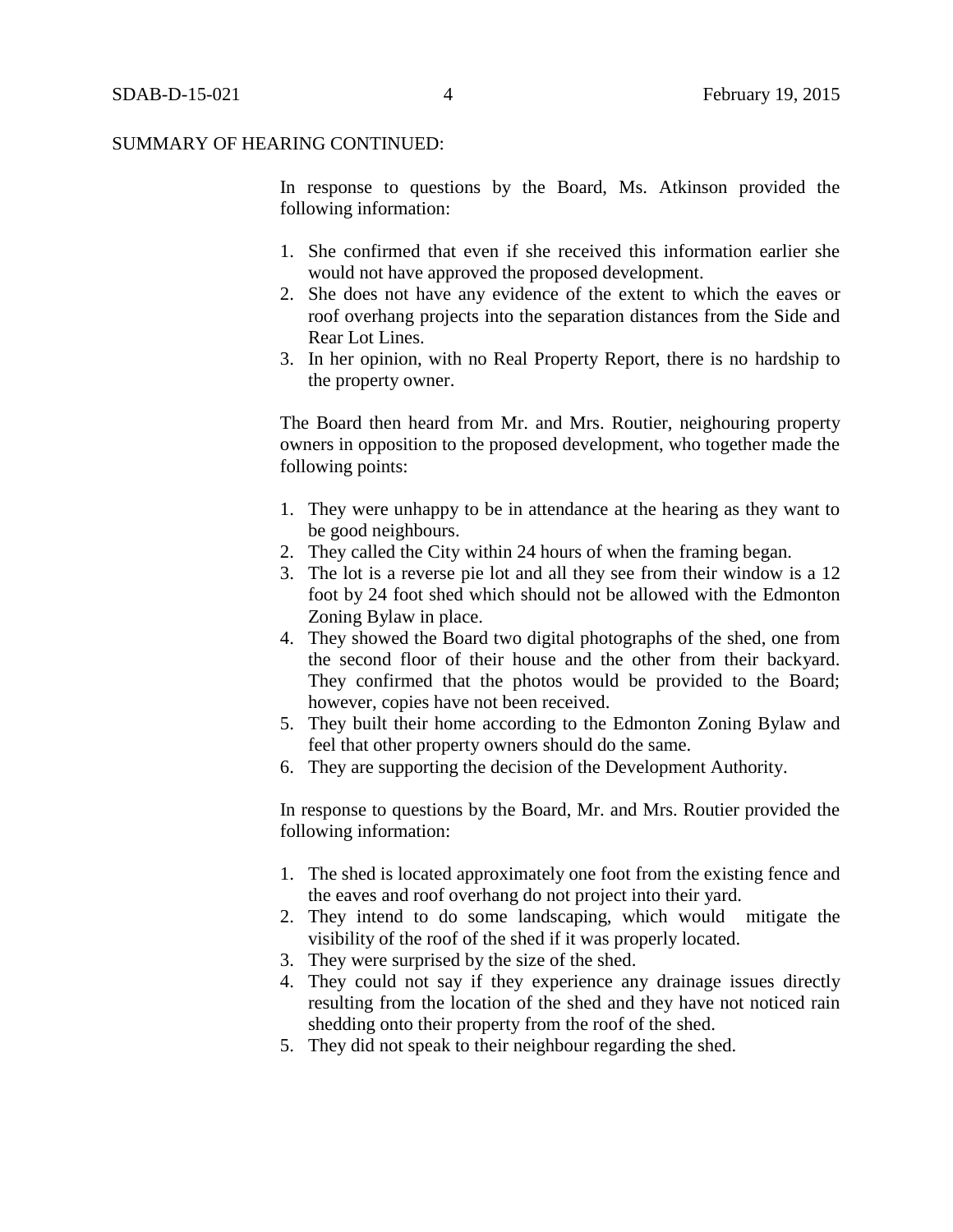SUMMARY OF HEARING CONTINUED:

In response to questions by the Board, Ms. Atkinson provided the following information:

1. She confirmed that even if she received this information earlier she would not have approved the proposed development.
2. She does not have any evidence of the extent to which the eaves or roof overhang projects into the separation distances from the Side and Rear Lot Lines.
3. In her opinion, with no Real Property Report, there is no hardship to the property owner.

The Board then heard from Mr. and Mrs. Routier, neighouring property owners in opposition to the proposed development, who together made the following points:

1. They were unhappy to be in attendance at the hearing as they want to be good neighbours.
2. They called the City within 24 hours of when the framing began.
3. The lot is a reverse pie lot and all they see from their window is a 12 foot by 24 foot shed which should not be allowed with the Edmonton Zoning Bylaw in place.
4. They showed the Board two digital photographs of the shed, one from the second floor of their house and the other from their backyard. They confirmed that the photos would be provided to the Board; however, copies have not been received.
5. They built their home according to the Edmonton Zoning Bylaw and feel that other property owners should do the same.
6. They are supporting the decision of the Development Authority.

In response to questions by the Board, Mr. and Mrs. Routier provided the following information:

1. The shed is located approximately one foot from the existing fence and the eaves and roof overhang do not project into their yard.
2. They intend to do some landscaping, which would mitigate the visibility of the roof of the shed if it was properly located.
3. They were surprised by the size of the shed.
4. They could not say if they experience any drainage issues directly resulting from the location of the shed and they have not noticed rain shedding onto their property from the roof of the shed.
5. They did not speak to their neighbour regarding the shed.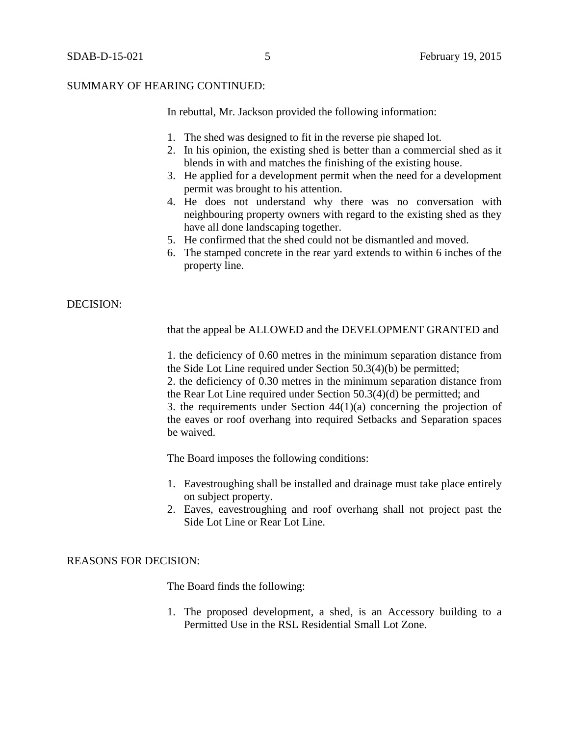SUMMARY OF HEARING CONTINUED:

In rebuttal, Mr. Jackson provided the following information:

1. The shed was designed to fit in the reverse pie shaped lot.
2. In his opinion, the existing shed is better than a commercial shed as it blends in with and matches the finishing of the existing house.
3. He applied for a development permit when the need for a development permit was brought to his attention.
4. He does not understand why there was no conversation with neighbouring property owners with regard to the existing shed as they have all done landscaping together.
5. He confirmed that the shed could not be dismantled and moved.
6. The stamped concrete in the rear yard extends to within 6 inches of the property line.

DECISION:

that the appeal be ALLOWED and the DEVELOPMENT GRANTED and

1. the deficiency of 0.60 metres in the minimum separation distance from the Side Lot Line required under Section 50.3(4)(b) be permitted;
2. the deficiency of 0.30 metres in the minimum separation distance from the Rear Lot Line required under Section 50.3(4)(d) be permitted; and
3. the requirements under Section 44(1)(a) concerning the projection of the eaves or roof overhang into required Setbacks and Separation spaces be waived.

The Board imposes the following conditions:

1. Eavestroughing shall be installed and drainage must take place entirely on subject property.
2. Eaves, eavestroughing and roof overhang shall not project past the Side Lot Line or Rear Lot Line.

REASONS FOR DECISION:

The Board finds the following:

1. The proposed development, a shed, is an Accessory building to a Permitted Use in the RSL Residential Small Lot Zone.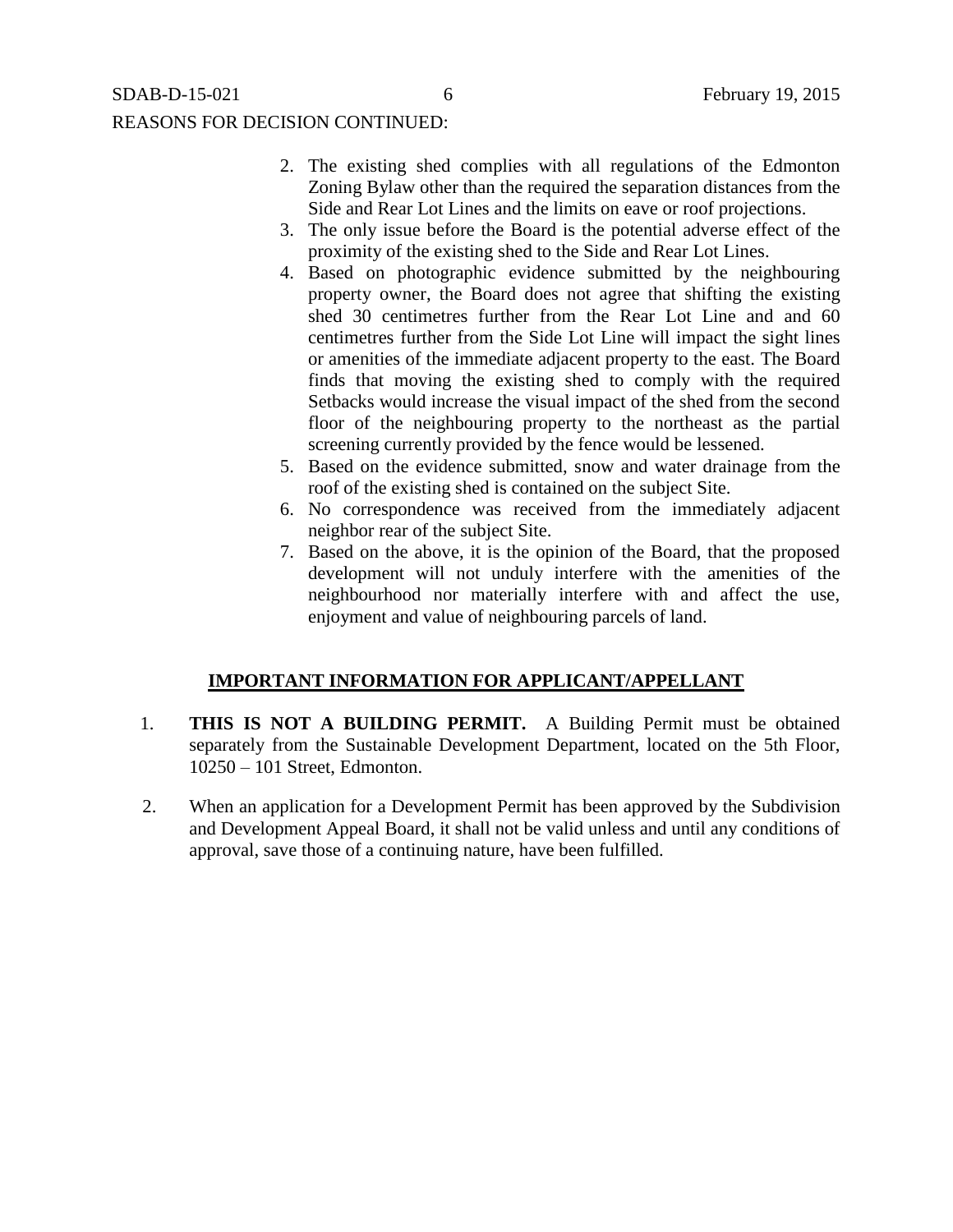REASONS FOR DECISION CONTINUED:

2. The existing shed complies with all regulations of the Edmonton Zoning Bylaw other than the required the separation distances from the Side and Rear Lot Lines and the limits on eave or roof projections.
3. The only issue before the Board is the potential adverse effect of the proximity of the existing shed to the Side and Rear Lot Lines.
4. Based on photographic evidence submitted by the neighbouring property owner, the Board does not agree that shifting the existing shed 30 centimetres further from the Rear Lot Line and and 60 centimetres further from the Side Lot Line will impact the sight lines or amenities of the immediate adjacent property to the east. The Board finds that moving the existing shed to comply with the required Setbacks would increase the visual impact of the shed from the second floor of the neighbouring property to the northeast as the partial screening currently provided by the fence would be lessened.
5. Based on the evidence submitted, snow and water drainage from the roof of the existing shed is contained on the subject Site.
6. No correspondence was received from the immediately adjacent neighbor rear of the subject Site.
7. Based on the above, it is the opinion of the Board, that the proposed development will not unduly interfere with the amenities of the neighbourhood nor materially interfere with and affect the use, enjoyment and value of neighbouring parcels of land.

## IMPORTANT INFORMATION FOR APPLICANT/APPELLANT

1. **THIS IS NOT A BUILDING PERMIT.** A Building Permit must be obtained separately from the Sustainable Development Department, located on the 5th Floor, 10250 – 101 Street, Edmonton.

2. When an application for a Development Permit has been approved by the Subdivision and Development Appeal Board, it shall not be valid unless and until any conditions of approval, save those of a continuing nature, have been fulfilled.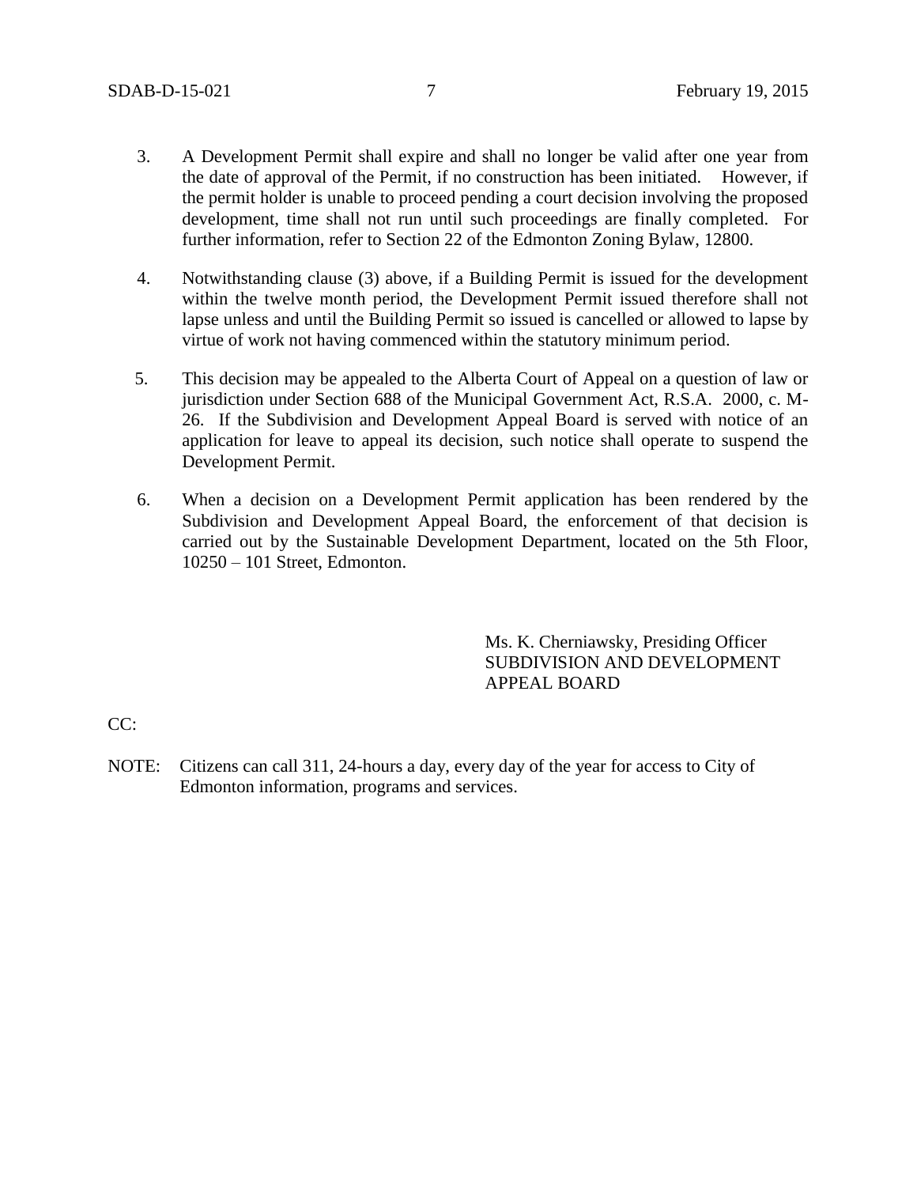3. A Development Permit shall expire and shall no longer be valid after one year from the date of approval of the Permit, if no construction has been initiated. However, if the permit holder is unable to proceed pending a court decision involving the proposed development, time shall not run until such proceedings are finally completed. For further information, refer to Section 22 of the Edmonton Zoning Bylaw, 12800.

4. Notwithstanding clause (3) above, if a Building Permit is issued for the development within the twelve month period, the Development Permit issued therefore shall not lapse unless and until the Building Permit so issued is cancelled or allowed to lapse by virtue of work not having commenced within the statutory minimum period.

5. This decision may be appealed to the Alberta Court of Appeal on a question of law or jurisdiction under Section 688 of the Municipal Government Act, R.S.A. 2000, c. M-26. If the Subdivision and Development Appeal Board is served with notice of an application for leave to appeal its decision, such notice shall operate to suspend the Development Permit.

6. When a decision on a Development Permit application has been rendered by the Subdivision and Development Appeal Board, the enforcement of that decision is carried out by the Sustainable Development Department, located on the 5th Floor, 10250 – 101 Street, Edmonton.

Ms. K. Cherniawsky, Presiding Officer
SUBDIVISION AND DEVELOPMENT APPEAL BOARD

CC:

NOTE: Citizens can call 311, 24-hours a day, every day of the year for access to City of Edmonton information, programs and services.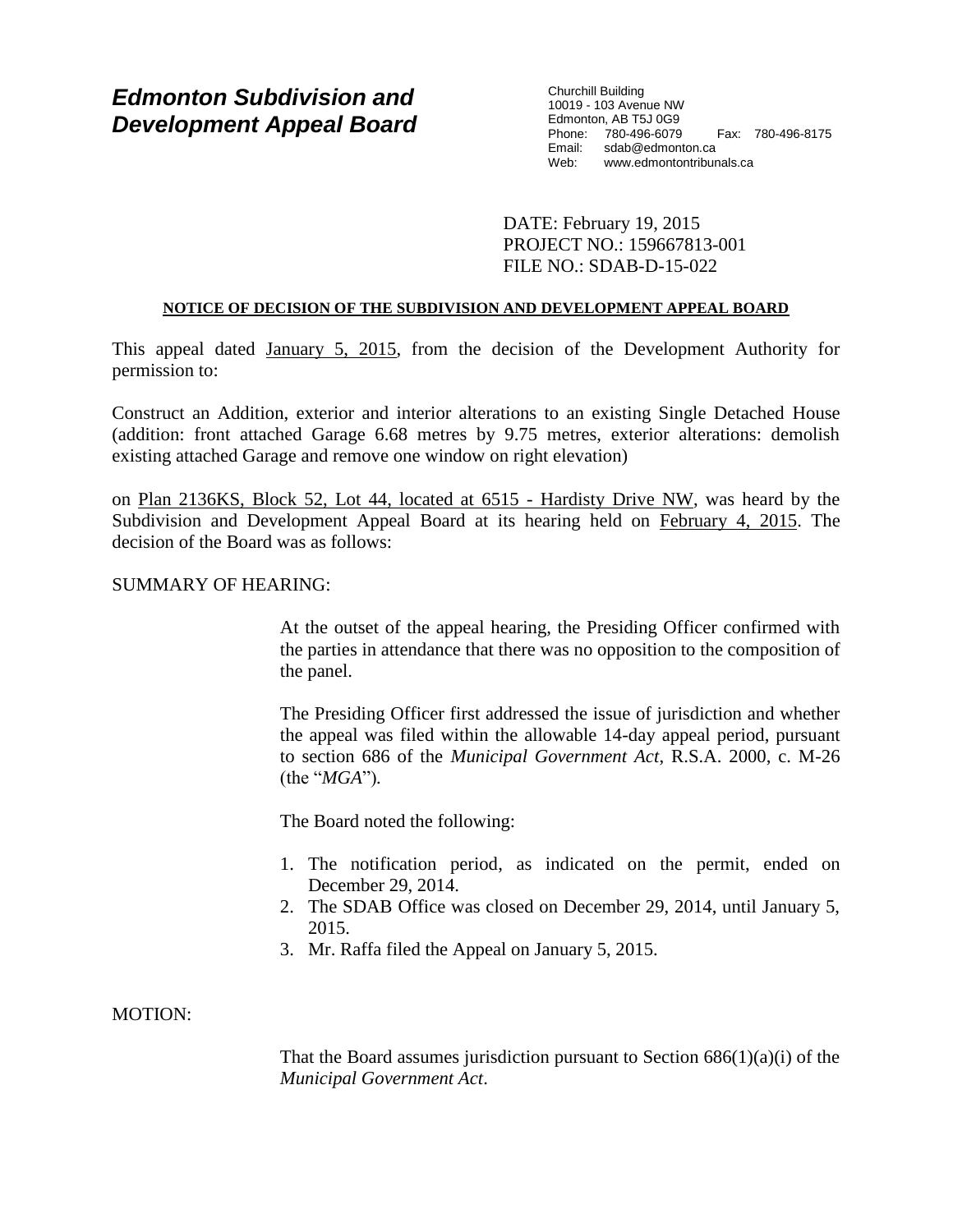# Edmonton Subdivision and Development Appeal Board

Churchill Building
10019 - 103 Avenue NW
Edmonton, AB T5J 0G9
Phone: 780-496-6079 Fax: 780-496-8175
Email: sdab@edmonton.ca
Web: www.edmontontribunals.ca

DATE: February 19, 2015
PROJECT NO.: 159667813-001
FILE NO.: SDAB-D-15-022

**NOTICE OF DECISION OF THE SUBDIVISION AND DEVELOPMENT APPEAL BOARD**

This appeal dated January 5, 2015, from the decision of the Development Authority for permission to:

Construct an Addition, exterior and interior alterations to an existing Single Detached House (addition: front attached Garage 6.68 metres by 9.75 metres, exterior alterations: demolish existing attached Garage and remove one window on right elevation)

on Plan 2136KS, Block 52, Lot 44, located at 6515 - Hardisty Drive NW, was heard by the Subdivision and Development Appeal Board at its hearing held on February 4, 2015. The decision of the Board was as follows:

SUMMARY OF HEARING:

At the outset of the appeal hearing, the Presiding Officer confirmed with the parties in attendance that there was no opposition to the composition of the panel.

The Presiding Officer first addressed the issue of jurisdiction and whether the appeal was filed within the allowable 14-day appeal period, pursuant to section 686 of the *Municipal Government Act*, R.S.A. 2000, c. M-26 (the "*MGA*").

The Board noted the following:

1. The notification period, as indicated on the permit, ended on December 29, 2014.
2. The SDAB Office was closed on December 29, 2014, until January 5, 2015.
3. Mr. Raffa filed the Appeal on January 5, 2015.

MOTION:

That the Board assumes jurisdiction pursuant to Section 686(1)(a)(i) of the *Municipal Government Act*.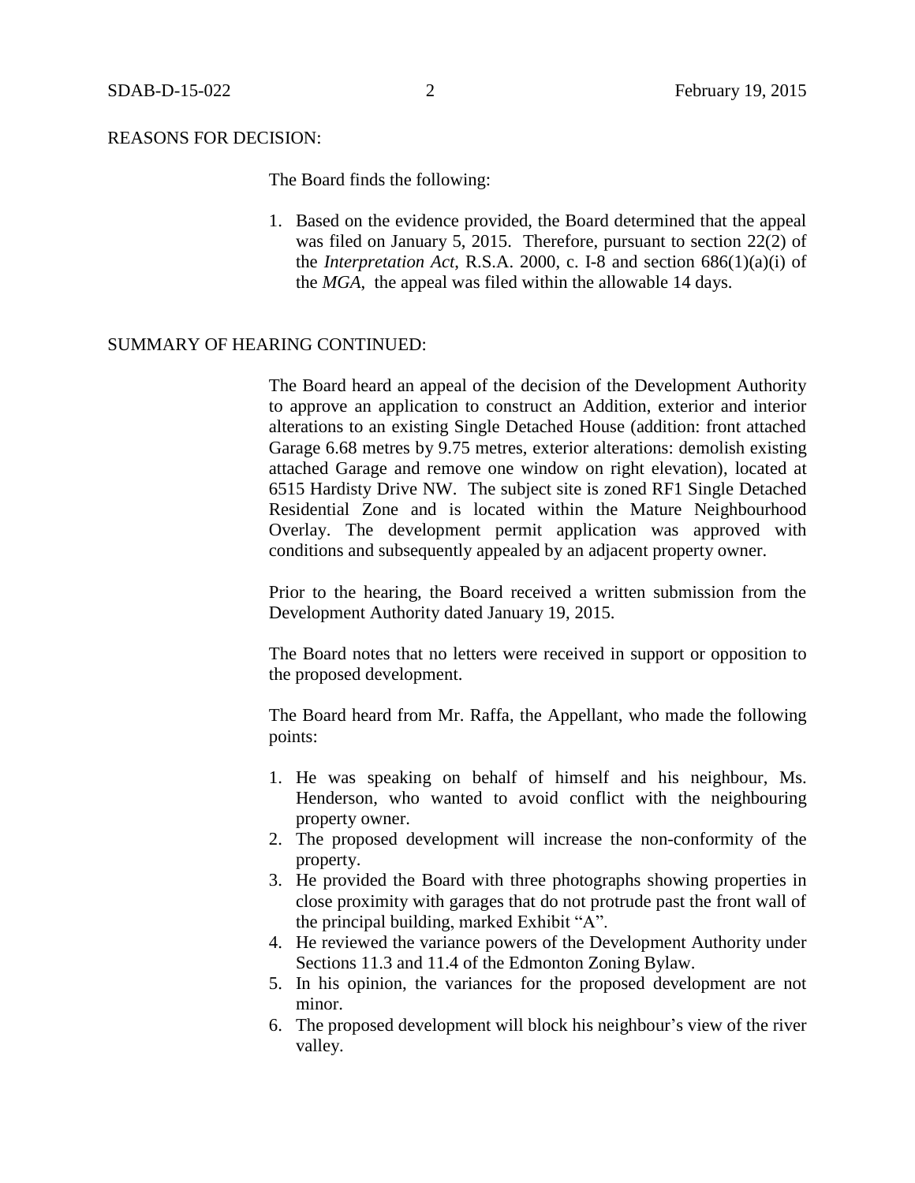REASONS FOR DECISION:

The Board finds the following:

1. Based on the evidence provided, the Board determined that the appeal was filed on January 5, 2015. Therefore, pursuant to section 22(2) of the *Interpretation Act*, R.S.A. 2000, c. I-8 and section 686(1)(a)(i) of the *MGA*, the appeal was filed within the allowable 14 days.

SUMMARY OF HEARING CONTINUED:

The Board heard an appeal of the decision of the Development Authority to approve an application to construct an Addition, exterior and interior alterations to an existing Single Detached House (addition: front attached Garage 6.68 metres by 9.75 metres, exterior alterations: demolish existing attached Garage and remove one window on right elevation), located at 6515 Hardisty Drive NW. The subject site is zoned RF1 Single Detached Residential Zone and is located within the Mature Neighbourhood Overlay. The development permit application was approved with conditions and subsequently appealed by an adjacent property owner.

Prior to the hearing, the Board received a written submission from the Development Authority dated January 19, 2015.

The Board notes that no letters were received in support or opposition to the proposed development.

The Board heard from Mr. Raffa, the Appellant, who made the following points:

1. He was speaking on behalf of himself and his neighbour, Ms. Henderson, who wanted to avoid conflict with the neighbouring property owner.
2. The proposed development will increase the non-conformity of the property.
3. He provided the Board with three photographs showing properties in close proximity with garages that do not protrude past the front wall of the principal building, marked Exhibit "A".
4. He reviewed the variance powers of the Development Authority under Sections 11.3 and 11.4 of the Edmonton Zoning Bylaw.
5. In his opinion, the variances for the proposed development are not minor.
6. The proposed development will block his neighbour's view of the river valley.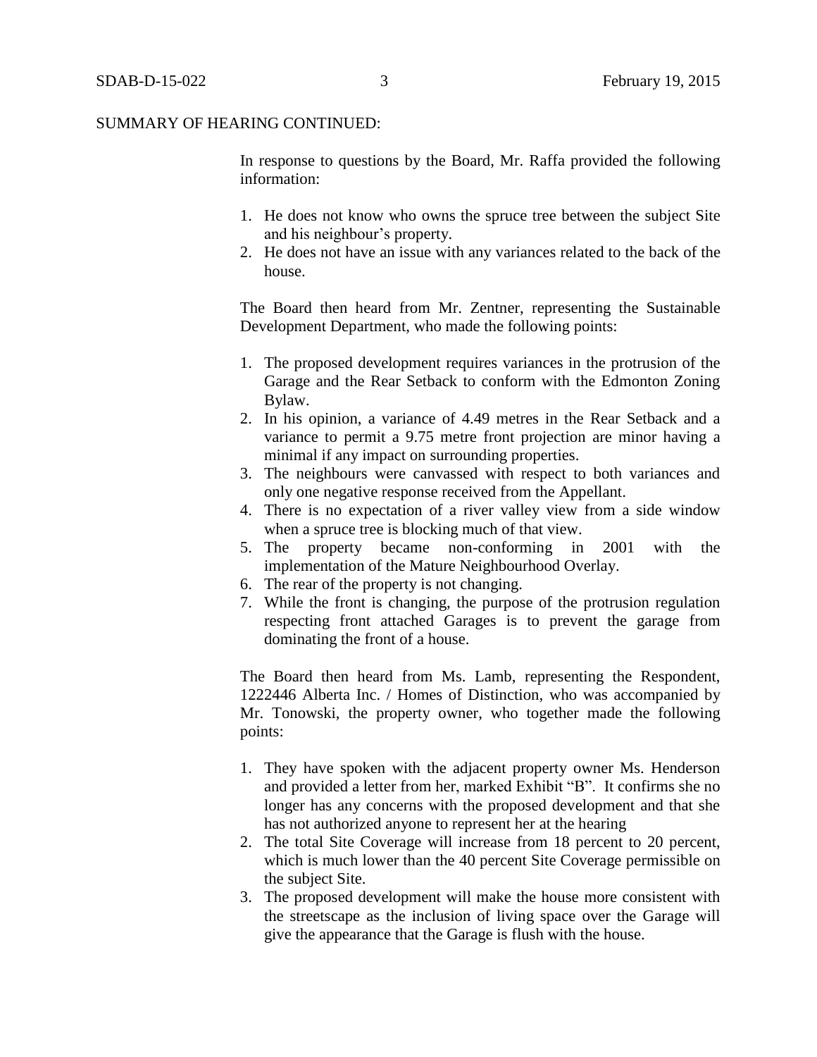SUMMARY OF HEARING CONTINUED:

In response to questions by the Board, Mr. Raffa provided the following information:

1. He does not know who owns the spruce tree between the subject Site and his neighbour's property.
2. He does not have an issue with any variances related to the back of the house.

The Board then heard from Mr. Zentner, representing the Sustainable Development Department, who made the following points:

1. The proposed development requires variances in the protrusion of the Garage and the Rear Setback to conform with the Edmonton Zoning Bylaw.
2. In his opinion, a variance of 4.49 metres in the Rear Setback and a variance to permit a 9.75 metre front projection are minor having a minimal if any impact on surrounding properties.
3. The neighbours were canvassed with respect to both variances and only one negative response received from the Appellant.
4. There is no expectation of a river valley view from a side window when a spruce tree is blocking much of that view.
5. The property became non-conforming in 2001 with the implementation of the Mature Neighbourhood Overlay.
6. The rear of the property is not changing.
7. While the front is changing, the purpose of the protrusion regulation respecting front attached Garages is to prevent the garage from dominating the front of a house.

The Board then heard from Ms. Lamb, representing the Respondent, 1222446 Alberta Inc. / Homes of Distinction, who was accompanied by Mr. Tonowski, the property owner, who together made the following points:

1. They have spoken with the adjacent property owner Ms. Henderson and provided a letter from her, marked Exhibit "B". It confirms she no longer has any concerns with the proposed development and that she has not authorized anyone to represent her at the hearing
2. The total Site Coverage will increase from 18 percent to 20 percent, which is much lower than the 40 percent Site Coverage permissible on the subject Site.
3. The proposed development will make the house more consistent with the streetscape as the inclusion of living space over the Garage will give the appearance that the Garage is flush with the house.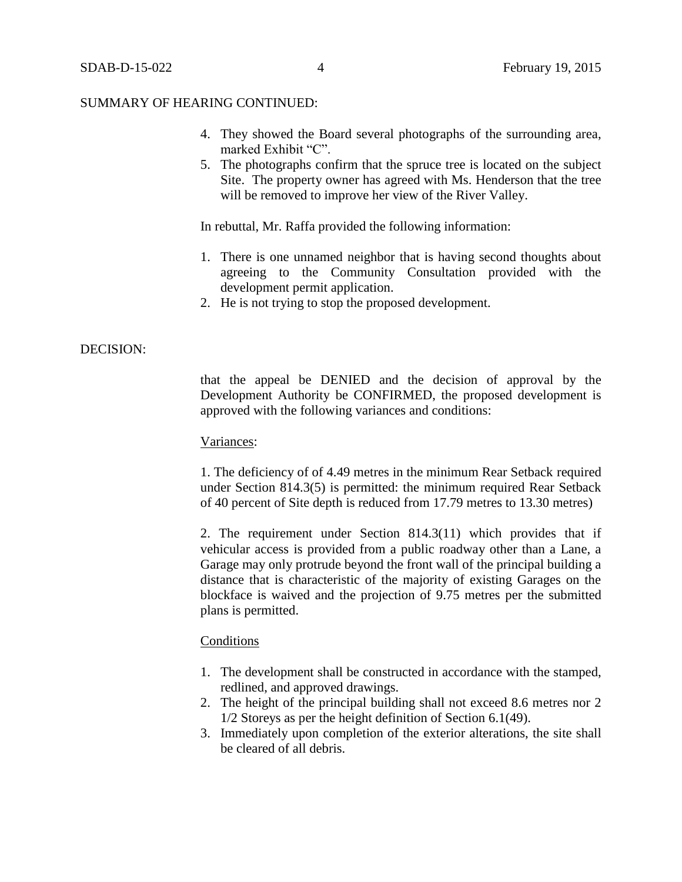SUMMARY OF HEARING CONTINUED:

4. They showed the Board several photographs of the surrounding area, marked Exhibit "C".
5. The photographs confirm that the spruce tree is located on the subject Site. The property owner has agreed with Ms. Henderson that the tree will be removed to improve her view of the River Valley.

In rebuttal, Mr. Raffa provided the following information:

1. There is one unnamed neighbor that is having second thoughts about agreeing to the Community Consultation provided with the development permit application.
2. He is not trying to stop the proposed development.

DECISION:

that the appeal be DENIED and the decision of approval by the Development Authority be CONFIRMED, the proposed development is approved with the following variances and conditions:

Variances:

1. The deficiency of of 4.49 metres in the minimum Rear Setback required under Section 814.3(5) is permitted: the minimum required Rear Setback of 40 percent of Site depth is reduced from 17.79 metres to 13.30 metres)

2. The requirement under Section 814.3(11) which provides that if vehicular access is provided from a public roadway other than a Lane, a Garage may only protrude beyond the front wall of the principal building a distance that is characteristic of the majority of existing Garages on the blockface is waived and the projection of 9.75 metres per the submitted plans is permitted.

Conditions

1. The development shall be constructed in accordance with the stamped, redlined, and approved drawings.
2. The height of the principal building shall not exceed 8.6 metres nor 2 1/2 Storeys as per the height definition of Section 6.1(49).
3. Immediately upon completion of the exterior alterations, the site shall be cleared of all debris.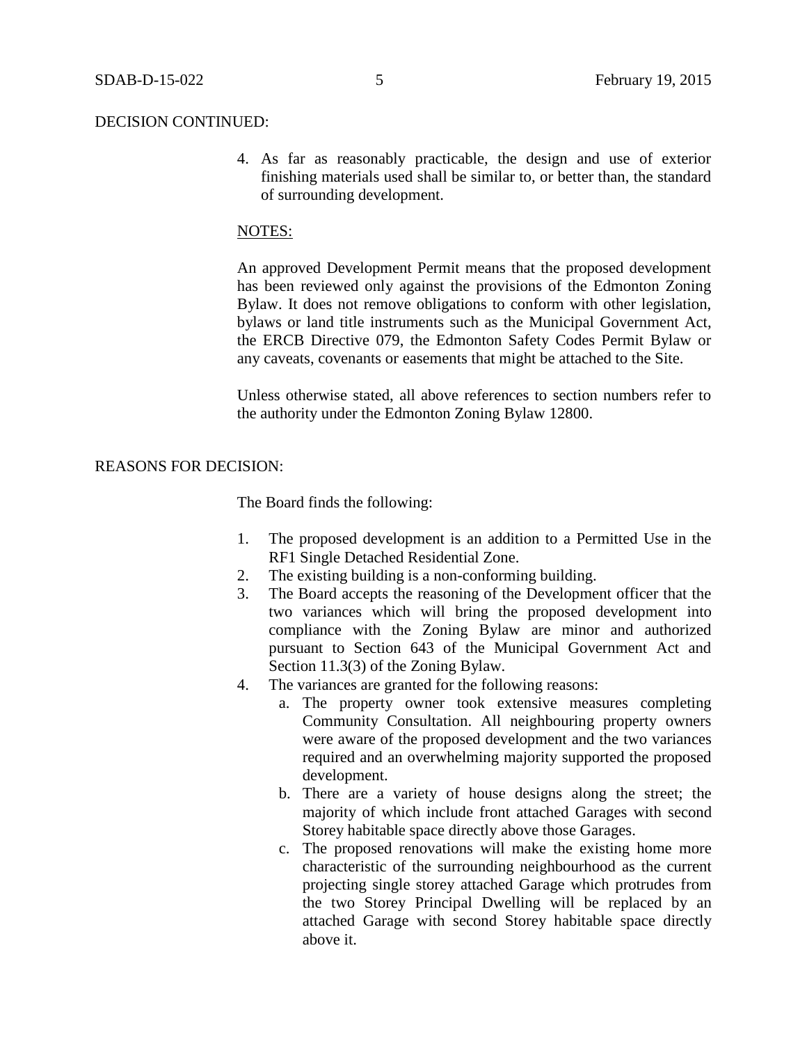DECISION CONTINUED:

4. As far as reasonably practicable, the design and use of exterior finishing materials used shall be similar to, or better than, the standard of surrounding development.

NOTES:

An approved Development Permit means that the proposed development has been reviewed only against the provisions of the Edmonton Zoning Bylaw. It does not remove obligations to conform with other legislation, bylaws or land title instruments such as the Municipal Government Act, the ERCB Directive 079, the Edmonton Safety Codes Permit Bylaw or any caveats, covenants or easements that might be attached to the Site.

Unless otherwise stated, all above references to section numbers refer to the authority under the Edmonton Zoning Bylaw 12800.

REASONS FOR DECISION:

The Board finds the following:

1. The proposed development is an addition to a Permitted Use in the RF1 Single Detached Residential Zone.
2. The existing building is a non-conforming building.
3. The Board accepts the reasoning of the Development officer that the two variances which will bring the proposed development into compliance with the Zoning Bylaw are minor and authorized pursuant to Section 643 of the Municipal Government Act and Section 11.3(3) of the Zoning Bylaw.
4. The variances are granted for the following reasons:
   a. The property owner took extensive measures completing Community Consultation. All neighbouring property owners were aware of the proposed development and the two variances required and an overwhelming majority supported the proposed development.
   b. There are a variety of house designs along the street; the majority of which include front attached Garages with second Storey habitable space directly above those Garages.
   c. The proposed renovations will make the existing home more characteristic of the surrounding neighbourhood as the current projecting single storey attached Garage which protrudes from the two Storey Principal Dwelling will be replaced by an attached Garage with second Storey habitable space directly above it.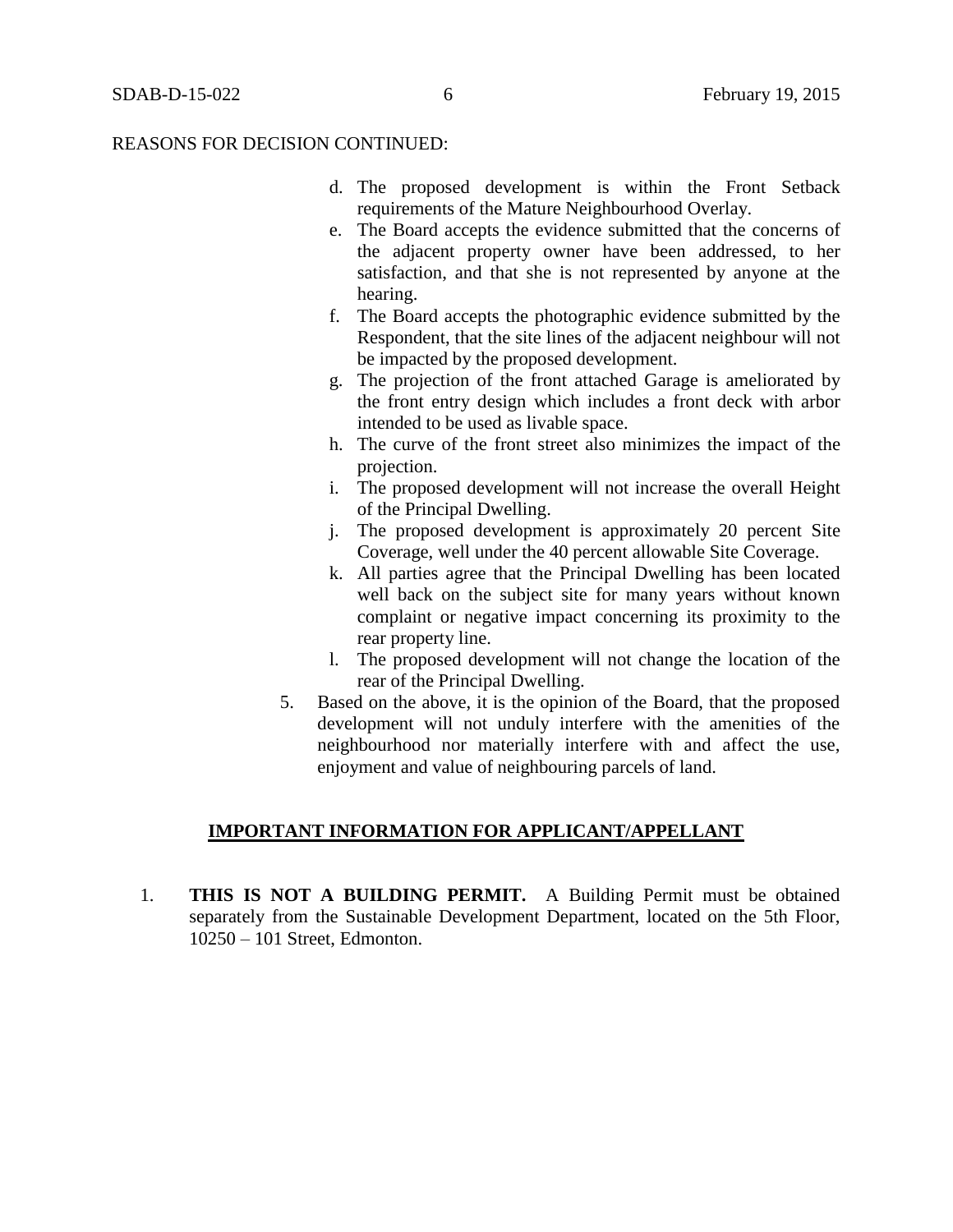REASONS FOR DECISION CONTINUED:

d. The proposed development is within the Front Setback requirements of the Mature Neighbourhood Overlay.
e. The Board accepts the evidence submitted that the concerns of the adjacent property owner have been addressed, to her satisfaction, and that she is not represented by anyone at the hearing.
f. The Board accepts the photographic evidence submitted by the Respondent, that the site lines of the adjacent neighbour will not be impacted by the proposed development.
g. The projection of the front attached Garage is ameliorated by the front entry design which includes a front deck with arbor intended to be used as livable space.
h. The curve of the front street also minimizes the impact of the projection.
i. The proposed development will not increase the overall Height of the Principal Dwelling.
j. The proposed development is approximately 20 percent Site Coverage, well under the 40 percent allowable Site Coverage.
k. All parties agree that the Principal Dwelling has been located well back on the subject site for many years without known complaint or negative impact concerning its proximity to the rear property line.
l. The proposed development will not change the location of the rear of the Principal Dwelling.

5. Based on the above, it is the opinion of the Board, that the proposed development will not unduly interfere with the amenities of the neighbourhood nor materially interfere with and affect the use, enjoyment and value of neighbouring parcels of land.

## IMPORTANT INFORMATION FOR APPLICANT/APPELLANT

1. **THIS IS NOT A BUILDING PERMIT.** A Building Permit must be obtained separately from the Sustainable Development Department, located on the 5th Floor, 10250 – 101 Street, Edmonton.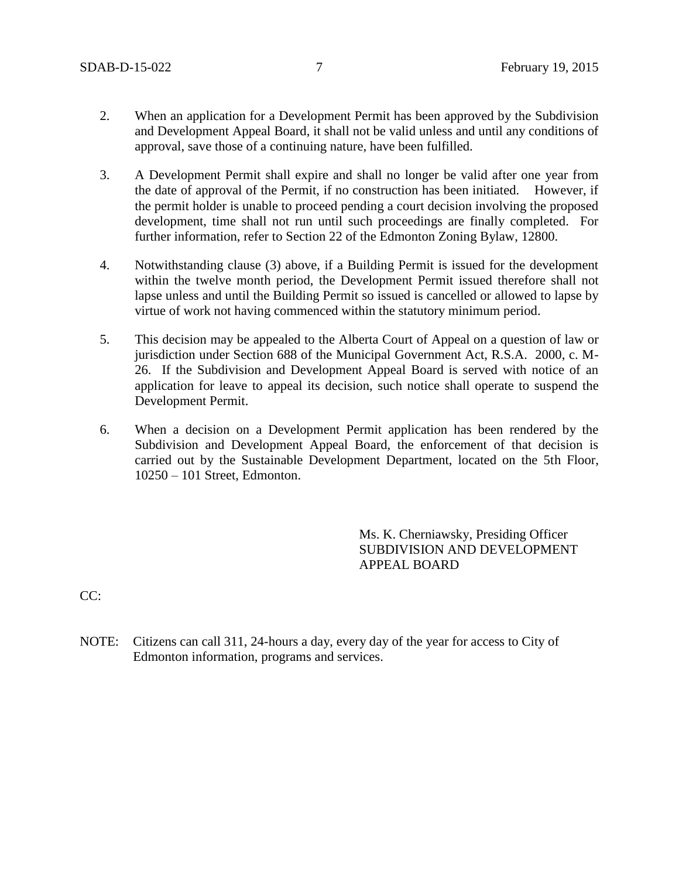2. When an application for a Development Permit has been approved by the Subdivision and Development Appeal Board, it shall not be valid unless and until any conditions of approval, save those of a continuing nature, have been fulfilled.

3. A Development Permit shall expire and shall no longer be valid after one year from the date of approval of the Permit, if no construction has been initiated. However, if the permit holder is unable to proceed pending a court decision involving the proposed development, time shall not run until such proceedings are finally completed. For further information, refer to Section 22 of the Edmonton Zoning Bylaw, 12800.

4. Notwithstanding clause (3) above, if a Building Permit is issued for the development within the twelve month period, the Development Permit issued therefore shall not lapse unless and until the Building Permit so issued is cancelled or allowed to lapse by virtue of work not having commenced within the statutory minimum period.

5. This decision may be appealed to the Alberta Court of Appeal on a question of law or jurisdiction under Section 688 of the Municipal Government Act, R.S.A. 2000, c. M-26. If the Subdivision and Development Appeal Board is served with notice of an application for leave to appeal its decision, such notice shall operate to suspend the Development Permit.

6. When a decision on a Development Permit application has been rendered by the Subdivision and Development Appeal Board, the enforcement of that decision is carried out by the Sustainable Development Department, located on the 5th Floor, 10250 – 101 Street, Edmonton.

Ms. K. Cherniawsky, Presiding Officer
SUBDIVISION AND DEVELOPMENT
APPEAL BOARD

CC:

NOTE: Citizens can call 311, 24-hours a day, every day of the year for access to City of Edmonton information, programs and services.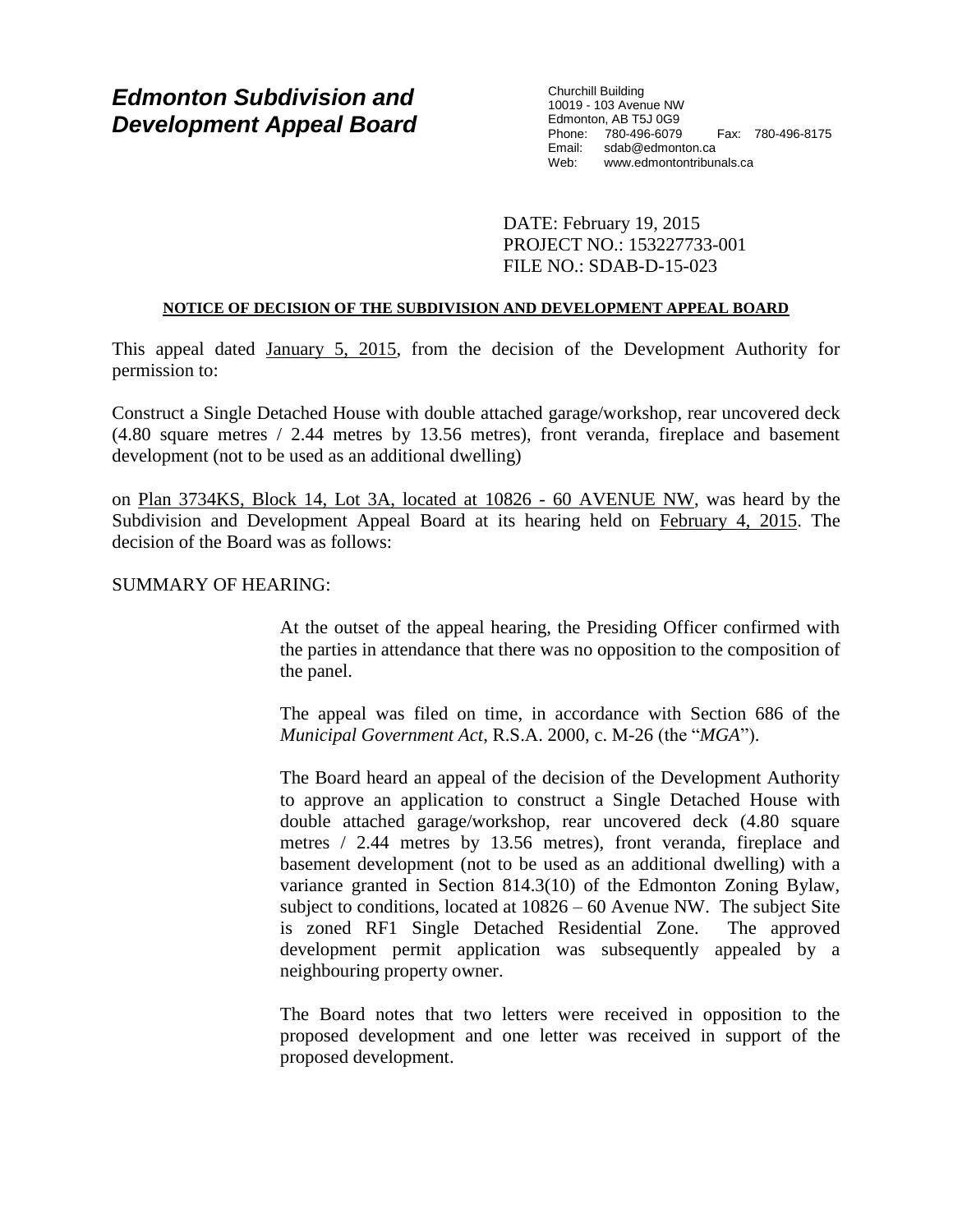# *Edmonton Subdivision and Development Appeal Board*

Churchill Building
10019 - 103 Avenue NW
Edmonton, AB T5J 0G9
Phone: 780-496-6079 Fax: 780-496-8175
Email: sdab@edmonton.ca
Web: www.edmontontribunals.ca

DATE: February 19, 2015
PROJECT NO.: 153227733-001
FILE NO.: SDAB-D-15-023

**NOTICE OF DECISION OF THE SUBDIVISION AND DEVELOPMENT APPEAL BOARD**

This appeal dated January 5, 2015, from the decision of the Development Authority for permission to:

Construct a Single Detached House with double attached garage/workshop, rear uncovered deck (4.80 square metres / 2.44 metres by 13.56 metres), front veranda, fireplace and basement development (not to be used as an additional dwelling)

on Plan 3734KS, Block 14, Lot 3A, located at 10826 - 60 AVENUE NW, was heard by the Subdivision and Development Appeal Board at its hearing held on February 4, 2015. The decision of the Board was as follows:

SUMMARY OF HEARING:

At the outset of the appeal hearing, the Presiding Officer confirmed with the parties in attendance that there was no opposition to the composition of the panel.

The appeal was filed on time, in accordance with Section 686 of the *Municipal Government Act*, R.S.A. 2000, c. M-26 (the "*MGA*").

The Board heard an appeal of the decision of the Development Authority to approve an application to construct a Single Detached House with double attached garage/workshop, rear uncovered deck (4.80 square metres / 2.44 metres by 13.56 metres), front veranda, fireplace and basement development (not to be used as an additional dwelling) with a variance granted in Section 814.3(10) of the Edmonton Zoning Bylaw, subject to conditions, located at 10826 – 60 Avenue NW. The subject Site is zoned RF1 Single Detached Residential Zone. The approved development permit application was subsequently appealed by a neighbouring property owner.

The Board notes that two letters were received in opposition to the proposed development and one letter was received in support of the proposed development.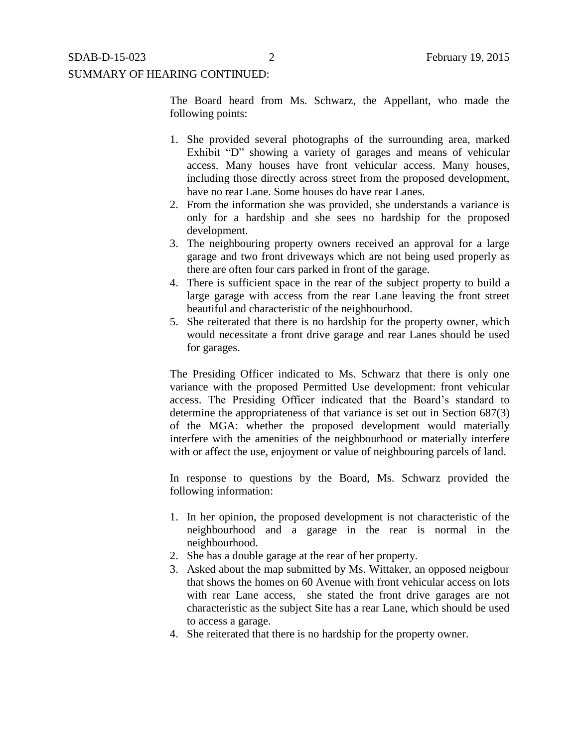SUMMARY OF HEARING CONTINUED:

The Board heard from Ms. Schwarz, the Appellant, who made the following points:

1. She provided several photographs of the surrounding area, marked Exhibit "D" showing a variety of garages and means of vehicular access. Many houses have front vehicular access. Many houses, including those directly across street from the proposed development, have no rear Lane. Some houses do have rear Lanes.
2. From the information she was provided, she understands a variance is only for a hardship and she sees no hardship for the proposed development.
3. The neighbouring property owners received an approval for a large garage and two front driveways which are not being used properly as there are often four cars parked in front of the garage.
4. There is sufficient space in the rear of the subject property to build a large garage with access from the rear Lane leaving the front street beautiful and characteristic of the neighbourhood.
5. She reiterated that there is no hardship for the property owner, which would necessitate a front drive garage and rear Lanes should be used for garages.

The Presiding Officer indicated to Ms. Schwarz that there is only one variance with the proposed Permitted Use development: front vehicular access. The Presiding Officer indicated that the Board's standard to determine the appropriateness of that variance is set out in Section 687(3) of the MGA: whether the proposed development would materially interfere with the amenities of the neighbourhood or materially interfere with or affect the use, enjoyment or value of neighbouring parcels of land.

In response to questions by the Board, Ms. Schwarz provided the following information:

1. In her opinion, the proposed development is not characteristic of the neighbourhood and a garage in the rear is normal in the neighbourhood.
2. She has a double garage at the rear of her property.
3. Asked about the map submitted by Ms. Wittaker, an opposed neigbour that shows the homes on 60 Avenue with front vehicular access on lots with rear Lane access, she stated the front drive garages are not characteristic as the subject Site has a rear Lane, which should be used to access a garage.
4. She reiterated that there is no hardship for the property owner.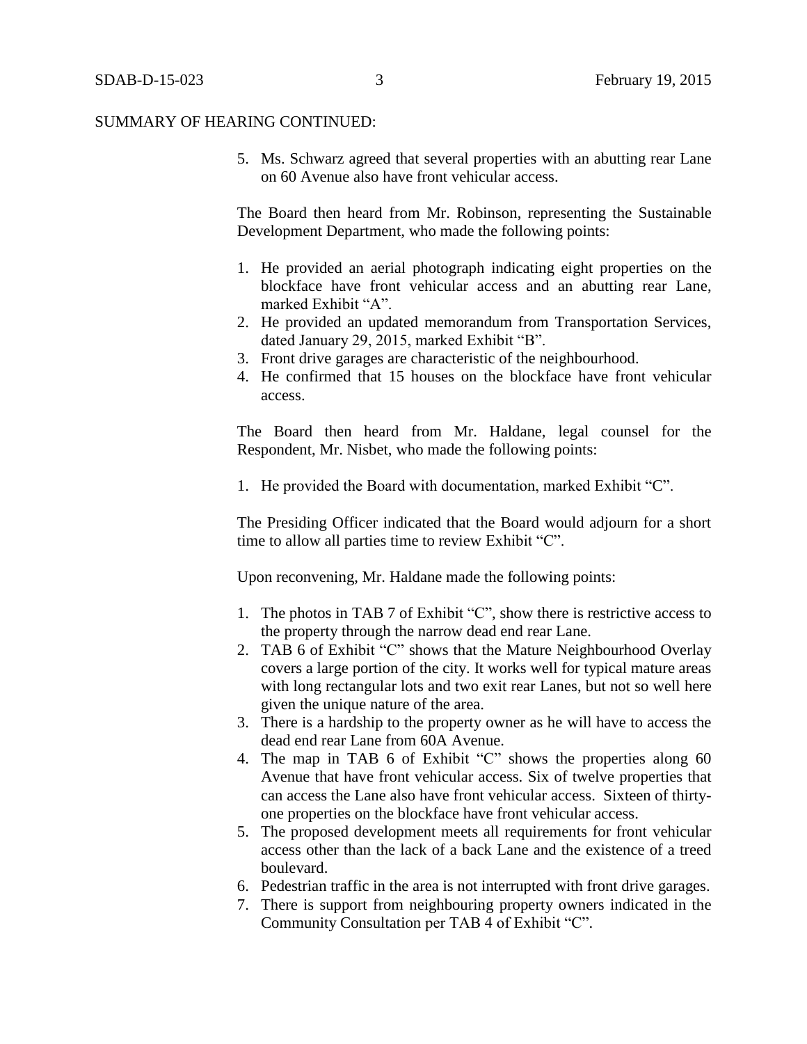SUMMARY OF HEARING CONTINUED:

5. Ms. Schwarz agreed that several properties with an abutting rear Lane on 60 Avenue also have front vehicular access.

The Board then heard from Mr. Robinson, representing the Sustainable Development Department, who made the following points:

1. He provided an aerial photograph indicating eight properties on the blockface have front vehicular access and an abutting rear Lane, marked Exhibit "A".
2. He provided an updated memorandum from Transportation Services, dated January 29, 2015, marked Exhibit "B".
3. Front drive garages are characteristic of the neighbourhood.
4. He confirmed that 15 houses on the blockface have front vehicular access.

The Board then heard from Mr. Haldane, legal counsel for the Respondent, Mr. Nisbet, who made the following points:

1. He provided the Board with documentation, marked Exhibit "C".

The Presiding Officer indicated that the Board would adjourn for a short time to allow all parties time to review Exhibit "C".

Upon reconvening, Mr. Haldane made the following points:

1. The photos in TAB 7 of Exhibit "C", show there is restrictive access to the property through the narrow dead end rear Lane.
2. TAB 6 of Exhibit "C" shows that the Mature Neighbourhood Overlay covers a large portion of the city. It works well for typical mature areas with long rectangular lots and two exit rear Lanes, but not so well here given the unique nature of the area.
3. There is a hardship to the property owner as he will have to access the dead end rear Lane from 60A Avenue.
4. The map in TAB 6 of Exhibit "C" shows the properties along 60 Avenue that have front vehicular access. Six of twelve properties that can access the Lane also have front vehicular access. Sixteen of thirty-one properties on the blockface have front vehicular access.
5. The proposed development meets all requirements for front vehicular access other than the lack of a back Lane and the existence of a treed boulevard.
6. Pedestrian traffic in the area is not interrupted with front drive garages.
7. There is support from neighbouring property owners indicated in the Community Consultation per TAB 4 of Exhibit "C".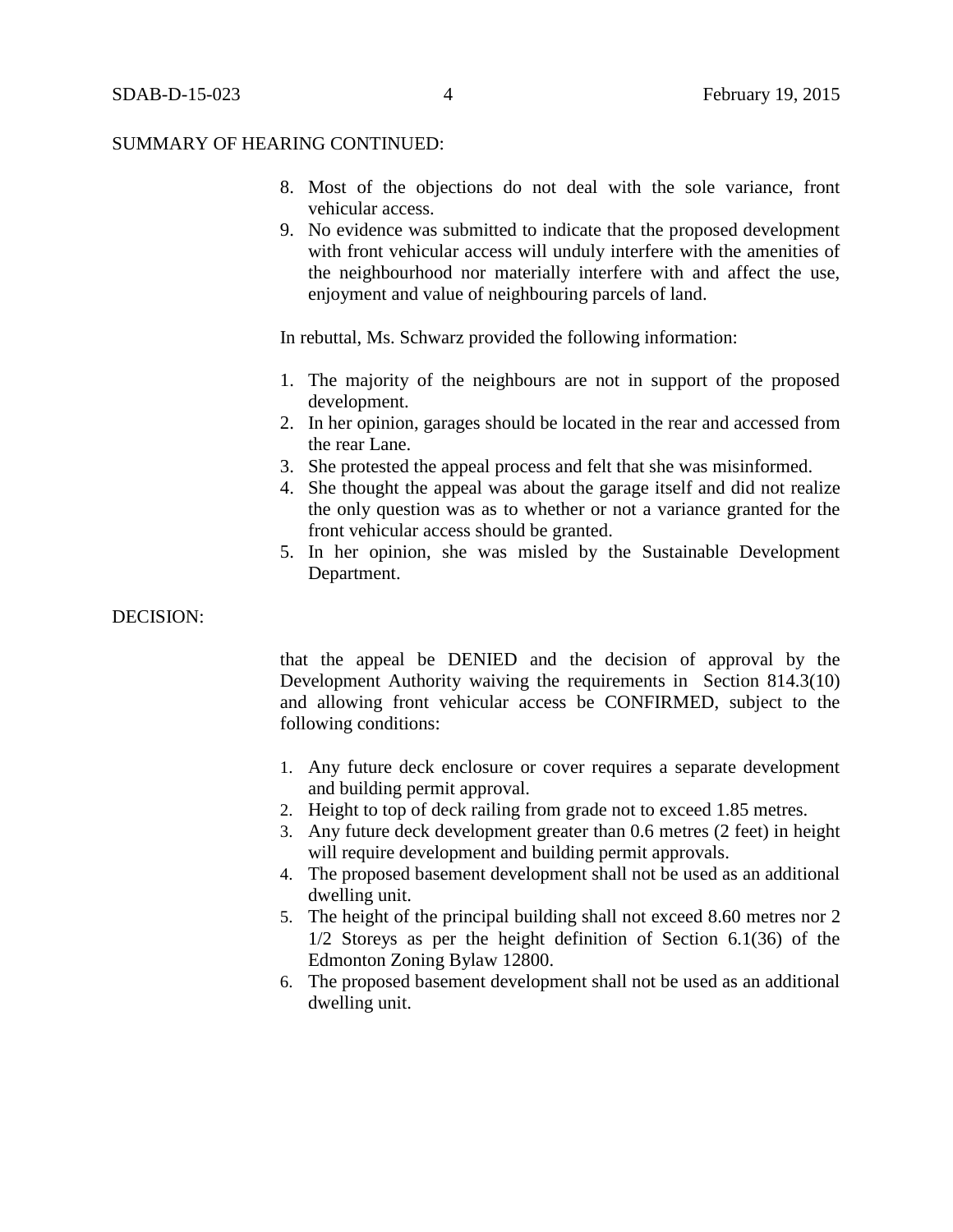SUMMARY OF HEARING CONTINUED:

8. Most of the objections do not deal with the sole variance, front vehicular access.
9. No evidence was submitted to indicate that the proposed development with front vehicular access will unduly interfere with the amenities of the neighbourhood nor materially interfere with and affect the use, enjoyment and value of neighbouring parcels of land.

In rebuttal, Ms. Schwarz provided the following information:

1. The majority of the neighbours are not in support of the proposed development.
2. In her opinion, garages should be located in the rear and accessed from the rear Lane.
3. She protested the appeal process and felt that she was misinformed.
4. She thought the appeal was about the garage itself and did not realize the only question was as to whether or not a variance granted for the front vehicular access should be granted.
5. In her opinion, she was misled by the Sustainable Development Department.

DECISION:

that the appeal be DENIED and the decision of approval by the Development Authority waiving the requirements in Section 814.3(10) and allowing front vehicular access be CONFIRMED, subject to the following conditions:

1. Any future deck enclosure or cover requires a separate development and building permit approval.
2. Height to top of deck railing from grade not to exceed 1.85 metres.
3. Any future deck development greater than 0.6 metres (2 feet) in height will require development and building permit approvals.
4. The proposed basement development shall not be used as an additional dwelling unit.
5. The height of the principal building shall not exceed 8.60 metres nor 2 1/2 Storeys as per the height definition of Section 6.1(36) of the Edmonton Zoning Bylaw 12800.
6. The proposed basement development shall not be used as an additional dwelling unit.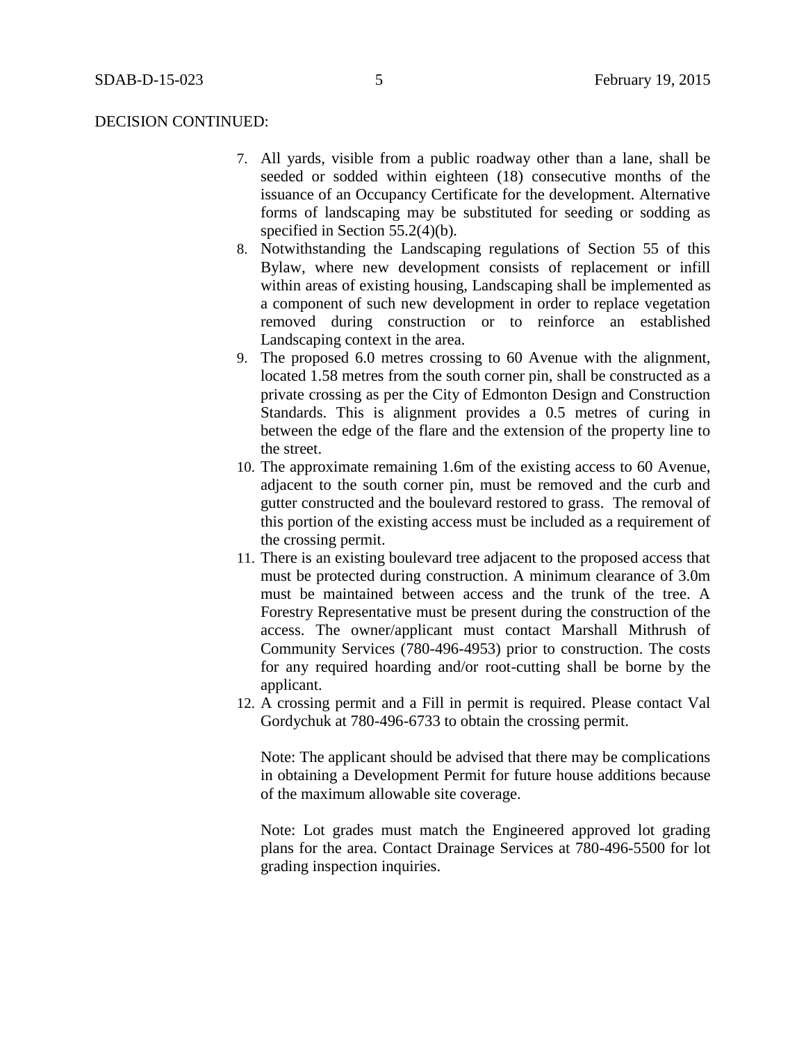DECISION CONTINUED:

7. All yards, visible from a public roadway other than a lane, shall be seeded or sodded within eighteen (18) consecutive months of the issuance of an Occupancy Certificate for the development. Alternative forms of landscaping may be substituted for seeding or sodding as specified in Section 55.2(4)(b).
8. Notwithstanding the Landscaping regulations of Section 55 of this Bylaw, where new development consists of replacement or infill within areas of existing housing, Landscaping shall be implemented as a component of such new development in order to replace vegetation removed during construction or to reinforce an established Landscaping context in the area.
9. The proposed 6.0 metres crossing to 60 Avenue with the alignment, located 1.58 metres from the south corner pin, shall be constructed as a private crossing as per the City of Edmonton Design and Construction Standards. This is alignment provides a 0.5 metres of curing in between the edge of the flare and the extension of the property line to the street.
10. The approximate remaining 1.6m of the existing access to 60 Avenue, adjacent to the south corner pin, must be removed and the curb and gutter constructed and the boulevard restored to grass. The removal of this portion of the existing access must be included as a requirement of the crossing permit.
11. There is an existing boulevard tree adjacent to the proposed access that must be protected during construction. A minimum clearance of 3.0m must be maintained between access and the trunk of the tree. A Forestry Representative must be present during the construction of the access. The owner/applicant must contact Marshall Mithrush of Community Services (780-496-4953) prior to construction. The costs for any required hoarding and/or root-cutting shall be borne by the applicant.
12. A crossing permit and a Fill in permit is required. Please contact Val Gordychuk at 780-496-6733 to obtain the crossing permit.

    Note: The applicant should be advised that there may be complications in obtaining a Development Permit for future house additions because of the maximum allowable site coverage.

    Note: Lot grades must match the Engineered approved lot grading plans for the area. Contact Drainage Services at 780-496-5500 for lot grading inspection inquiries.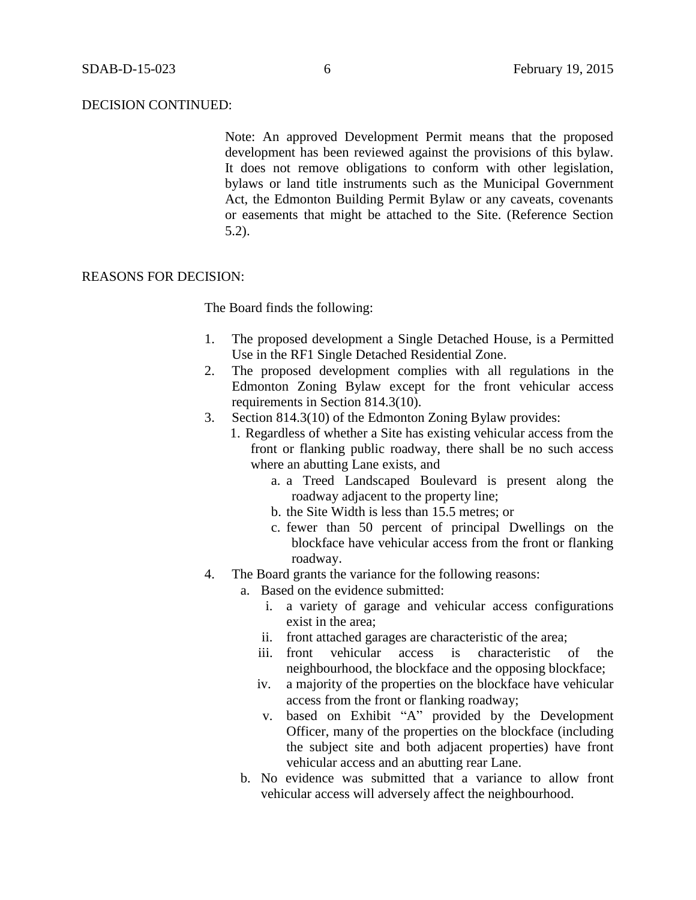DECISION CONTINUED:

Note: An approved Development Permit means that the proposed development has been reviewed against the provisions of this bylaw. It does not remove obligations to conform with other legislation, bylaws or land title instruments such as the Municipal Government Act, the Edmonton Building Permit Bylaw or any caveats, covenants or easements that might be attached to the Site. (Reference Section 5.2).

REASONS FOR DECISION:

The Board finds the following:

1. The proposed development a Single Detached House, is a Permitted Use in the RF1 Single Detached Residential Zone.
2. The proposed development complies with all regulations in the Edmonton Zoning Bylaw except for the front vehicular access requirements in Section 814.3(10).
3. Section 814.3(10) of the Edmonton Zoning Bylaw provides:
   1. Regardless of whether a Site has existing vehicular access from the front or flanking public roadway, there shall be no such access where an abutting Lane exists, and
      a. a Treed Landscaped Boulevard is present along the roadway adjacent to the property line;
      b. the Site Width is less than 15.5 metres; or
      c. fewer than 50 percent of principal Dwellings on the blockface have vehicular access from the front or flanking roadway.
4. The Board grants the variance for the following reasons:
   a. Based on the evidence submitted:
      i. a variety of garage and vehicular access configurations exist in the area;
      ii. front attached garages are characteristic of the area;
      iii. front vehicular access is characteristic of the neighbourhood, the blockface and the opposing blockface;
      iv. a majority of the properties on the blockface have vehicular access from the front or flanking roadway;
      v. based on Exhibit "A" provided by the Development Officer, many of the properties on the blockface (including the subject site and both adjacent properties) have front vehicular access and an abutting rear Lane.
   b. No evidence was submitted that a variance to allow front vehicular access will adversely affect the neighbourhood.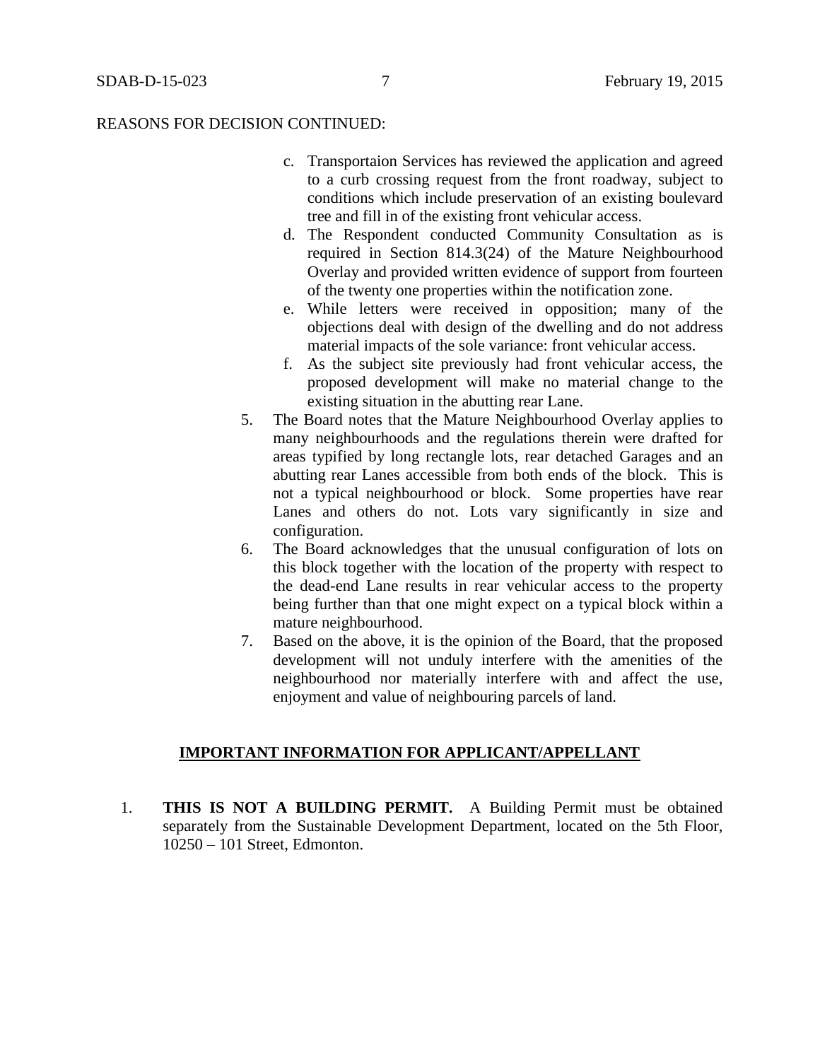REASONS FOR DECISION CONTINUED:

c. Transportaion Services has reviewed the application and agreed to a curb crossing request from the front roadway, subject to conditions which include preservation of an existing boulevard tree and fill in of the existing front vehicular access.
d. The Respondent conducted Community Consultation as is required in Section 814.3(24) of the Mature Neighbourhood Overlay and provided written evidence of support from fourteen of the twenty one properties within the notification zone.
e. While letters were received in opposition; many of the objections deal with design of the dwelling and do not address material impacts of the sole variance: front vehicular access.
f. As the subject site previously had front vehicular access, the proposed development will make no material change to the existing situation in the abutting rear Lane.

5. The Board notes that the Mature Neighbourhood Overlay applies to many neighbourhoods and the regulations therein were drafted for areas typified by long rectangle lots, rear detached Garages and an abutting rear Lanes accessible from both ends of the block. This is not a typical neighbourhood or block. Some properties have rear Lanes and others do not. Lots vary significantly in size and configuration.
6. The Board acknowledges that the unusual configuration of lots on this block together with the location of the property with respect to the dead-end Lane results in rear vehicular access to the property being further than that one might expect on a typical block within a mature neighbourhood.
7. Based on the above, it is the opinion of the Board, that the proposed development will not unduly interfere with the amenities of the neighbourhood nor materially interfere with and affect the use, enjoyment and value of neighbouring parcels of land.

## IMPORTANT INFORMATION FOR APPLICANT/APPELLANT

1. **THIS IS NOT A BUILDING PERMIT.** A Building Permit must be obtained separately from the Sustainable Development Department, located on the 5th Floor, 10250 – 101 Street, Edmonton.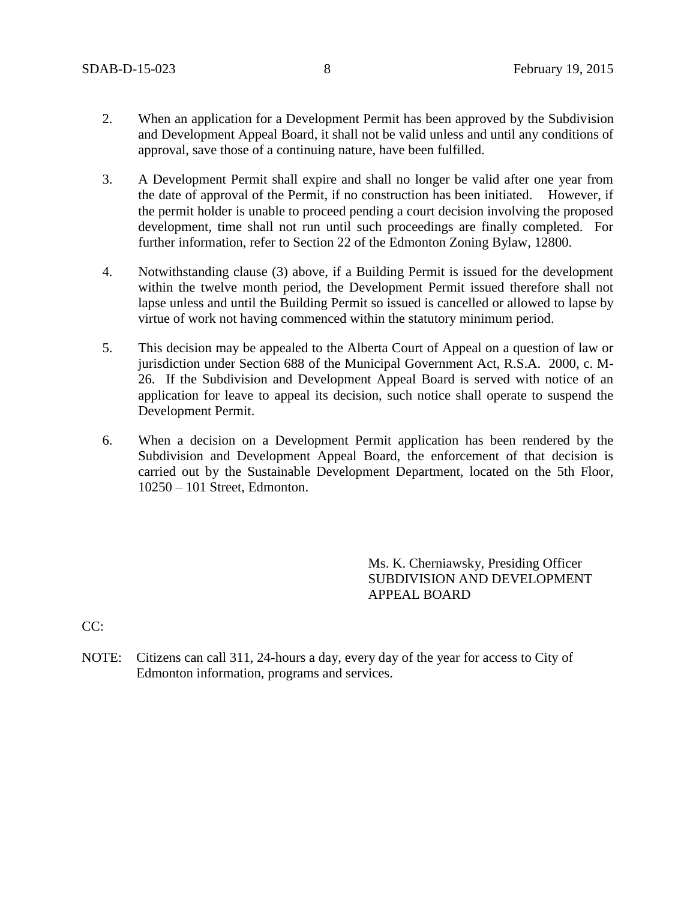2. When an application for a Development Permit has been approved by the Subdivision and Development Appeal Board, it shall not be valid unless and until any conditions of approval, save those of a continuing nature, have been fulfilled.

3. A Development Permit shall expire and shall no longer be valid after one year from the date of approval of the Permit, if no construction has been initiated. However, if the permit holder is unable to proceed pending a court decision involving the proposed development, time shall not run until such proceedings are finally completed. For further information, refer to Section 22 of the Edmonton Zoning Bylaw, 12800.

4. Notwithstanding clause (3) above, if a Building Permit is issued for the development within the twelve month period, the Development Permit issued therefore shall not lapse unless and until the Building Permit so issued is cancelled or allowed to lapse by virtue of work not having commenced within the statutory minimum period.

5. This decision may be appealed to the Alberta Court of Appeal on a question of law or jurisdiction under Section 688 of the Municipal Government Act, R.S.A. 2000, c. M-26. If the Subdivision and Development Appeal Board is served with notice of an application for leave to appeal its decision, such notice shall operate to suspend the Development Permit.

6. When a decision on a Development Permit application has been rendered by the Subdivision and Development Appeal Board, the enforcement of that decision is carried out by the Sustainable Development Department, located on the 5th Floor, 10250 – 101 Street, Edmonton.

Ms. K. Cherniawsky, Presiding Officer
SUBDIVISION AND DEVELOPMENT APPEAL BOARD

CC:

NOTE: Citizens can call 311, 24-hours a day, every day of the year for access to City of Edmonton information, programs and services.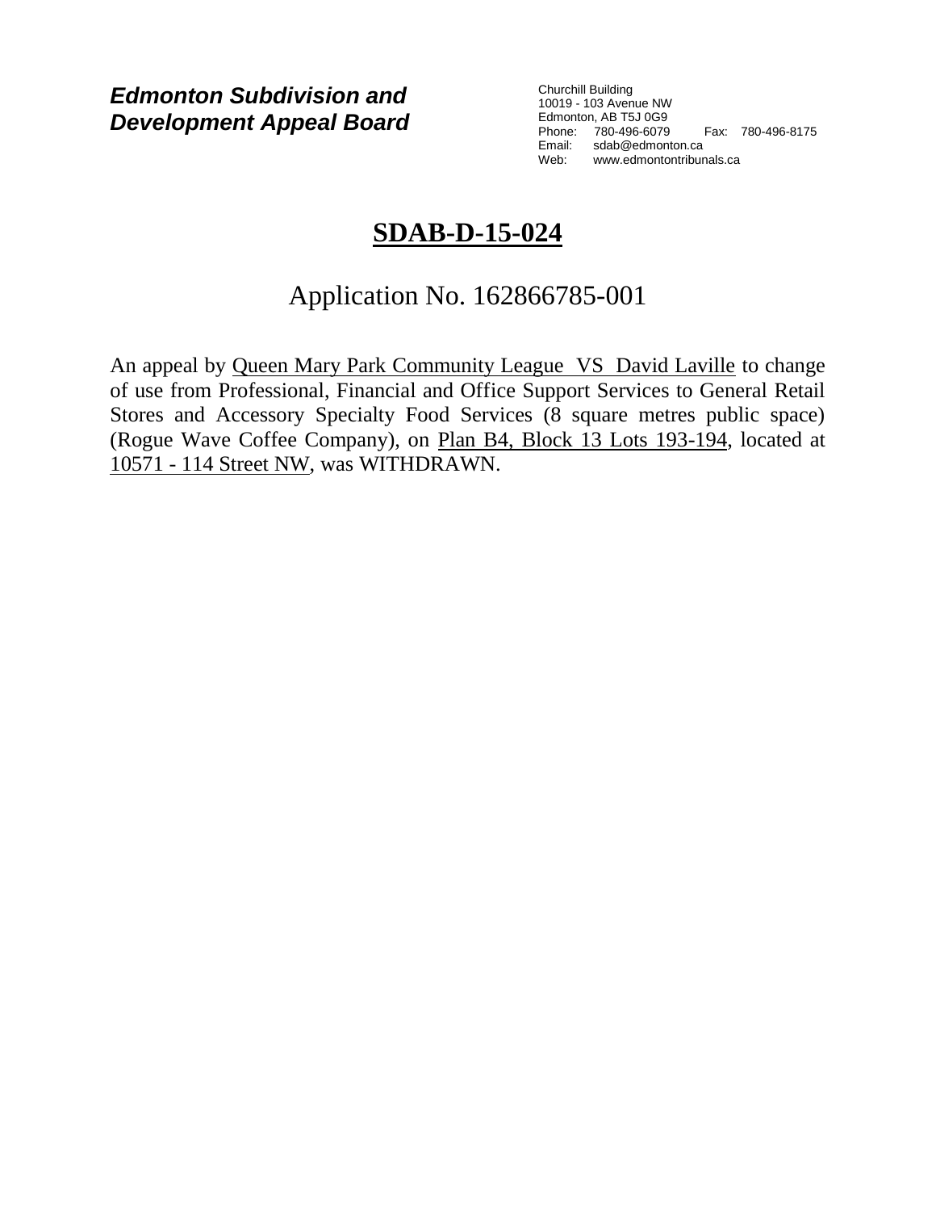***Edmonton Subdivision and Development Appeal Board***

Churchill Building
10019 - 103 Avenue NW
Edmonton, AB T5J 0G9
Phone: 780-496-6079 Fax: 780-496-8175
Email: sdab@edmonton.ca
Web: www.edmontontribunals.ca

# SDAB-D-15-024

## Application No. 162866785-001

An appeal by Queen Mary Park Community League VS David Laville to change of use from Professional, Financial and Office Support Services to General Retail Stores and Accessory Specialty Food Services (8 square metres public space) (Rogue Wave Coffee Company), on Plan B4, Block 13 Lots 193-194, located at 10571 - 114 Street NW, was WITHDRAWN.